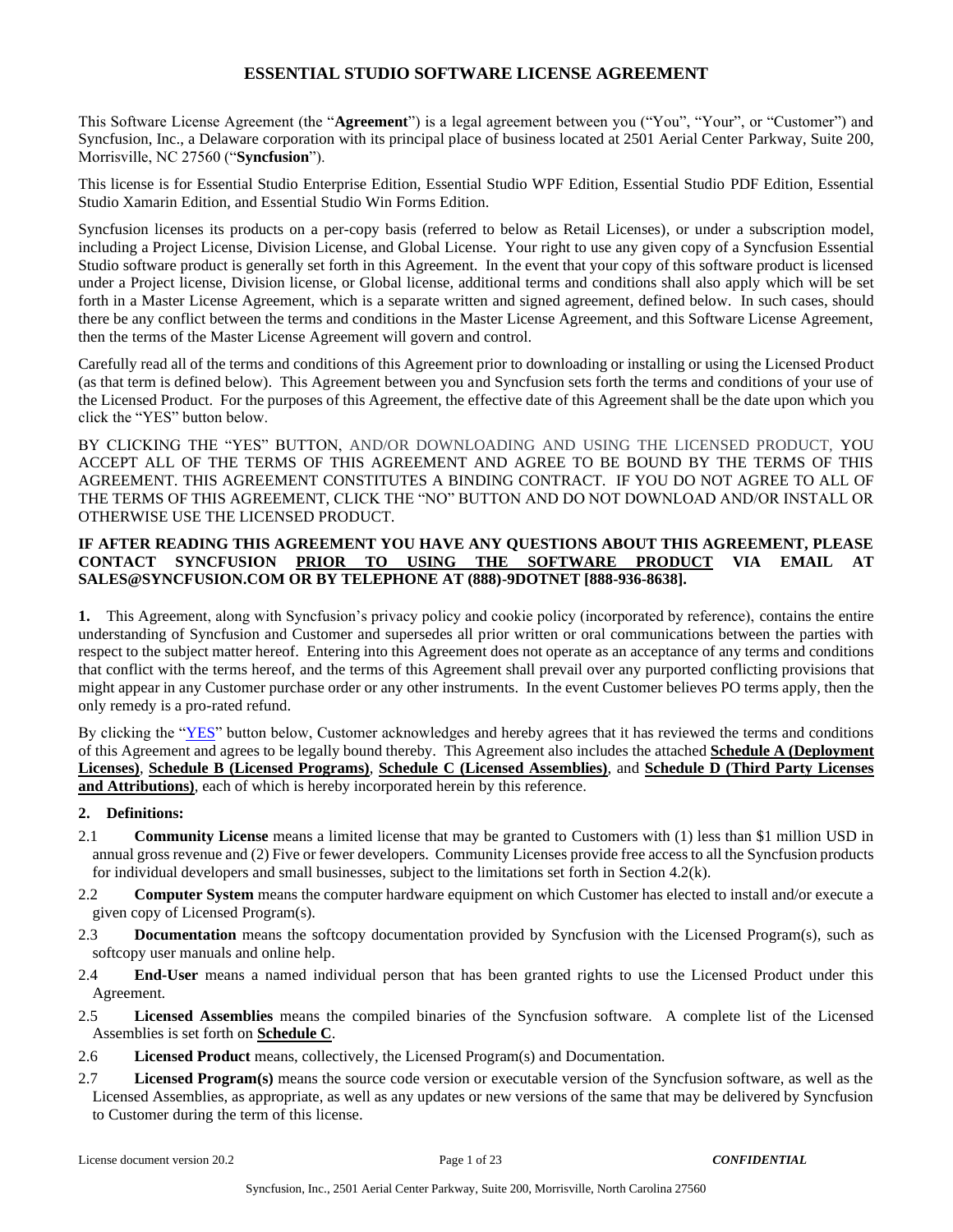# ESSENTIAL STUDIO SOFTWARE LICENSE AGREEMENT

This Software License Agreement (the "**Agreement**") is a legal agreement between you ("You", "Your", or "Customer") and Syncfusion, Inc., a Delaware corporation with its principal place of business located at 2501 Aerial Center Parkway, Suite 200, Morrisville, NC 27560 ("**Syncfusion**").

This license is for Essential Studio Enterprise Edition, Essential Studio WPF Edition, Essential Studio PDF Edition, Essential Studio Xamarin Edition, and Essential Studio Win Forms Edition.

Syncfusion licenses its products on a per-copy basis (referred to below as Retail Licenses), or under a subscription model, including a Project License, Division License, and Global License. Your right to use any given copy of a Syncfusion Essential Studio software product is generally set forth in this Agreement. In the event that your copy of this software product is licensed under a Project license, Division license, or Global license, additional terms and conditions shall also apply which will be set forth in a Master License Agreement, which is a separate written and signed agreement, defined below. In such cases, should there be any conflict between the terms and conditions in the Master License Agreement, and this Software License Agreement, then the terms of the Master License Agreement will govern and control.

Carefully read all of the terms and conditions of this Agreement prior to downloading or installing or using the Licensed Product (as that term is defined below). This Agreement between you and Syncfusion sets forth the terms and conditions of your use of the Licensed Product. For the purposes of this Agreement, the effective date of this Agreement shall be the date upon which you click the "YES" button below.

BY CLICKING THE "YES" BUTTON, AND/OR DOWNLOADING AND USING THE LICENSED PRODUCT, YOU ACCEPT ALL OF THE TERMS OF THIS AGREEMENT AND AGREE TO BE BOUND BY THE TERMS OF THIS AGREEMENT. THIS AGREEMENT CONSTITUTES A BINDING CONTRACT. IF YOU DO NOT AGREE TO ALL OF THE TERMS OF THIS AGREEMENT, CLICK THE "NO" BUTTON AND DO NOT DOWNLOAD AND/OR INSTALL OR OTHERWISE USE THE LICENSED PRODUCT.

**IF AFTER READING THIS AGREEMENT YOU HAVE ANY QUESTIONS ABOUT THIS AGREEMENT, PLEASE CONTACT SYNCFUSION PRIOR TO USING THE SOFTWARE PRODUCT VIA EMAIL AT SALES@SYNCFUSION.COM OR BY TELEPHONE AT (888)-9DOTNET [888-936-8638].**

**1.** This Agreement, along with Syncfusion's privacy policy and cookie policy (incorporated by reference), contains the entire understanding of Syncfusion and Customer and supersedes all prior written or oral communications between the parties with respect to the subject matter hereof. Entering into this Agreement does not operate as an acceptance of any terms and conditions that conflict with the terms hereof, and the terms of this Agreement shall prevail over any purported conflicting provisions that might appear in any Customer purchase order or any other instruments. In the event Customer believes PO terms apply, then the only remedy is a pro-rated refund.

By clicking the "YES" button below, Customer acknowledges and hereby agrees that it has reviewed the terms and conditions of this Agreement and agrees to be legally bound thereby. This Agreement also includes the attached **Schedule A (Deployment Licenses)**, **Schedule B (Licensed Programs)**, **Schedule C (Licensed Assemblies)**, and **Schedule D (Third Party Licenses and Attributions)**, each of which is hereby incorporated herein by this reference.

**2. Definitions:**

2.1 **Community License** means a limited license that may be granted to Customers with (1) less than $1 million USD in annual gross revenue and (2) Five or fewer developers. Community Licenses provide free access to all the Syncfusion products for individual developers and small businesses, subject to the limitations set forth in Section 4.2(k).

2.2 **Computer System** means the computer hardware equipment on which Customer has elected to install and/or execute a given copy of Licensed Program(s).

2.3 **Documentation** means the softcopy documentation provided by Syncfusion with the Licensed Program(s), such as softcopy user manuals and online help.

2.4 **End-User** means a named individual person that has been granted rights to use the Licensed Product under this Agreement.

2.5 **Licensed Assemblies** means the compiled binaries of the Syncfusion software. A complete list of the Licensed Assemblies is set forth on **Schedule C**.

2.6 **Licensed Product** means, collectively, the Licensed Program(s) and Documentation.

2.7 **Licensed Program(s)** means the source code version or executable version of the Syncfusion software, as well as the Licensed Assemblies, as appropriate, as well as any updates or new versions of the same that may be delivered by Syncfusion to Customer during the term of this license.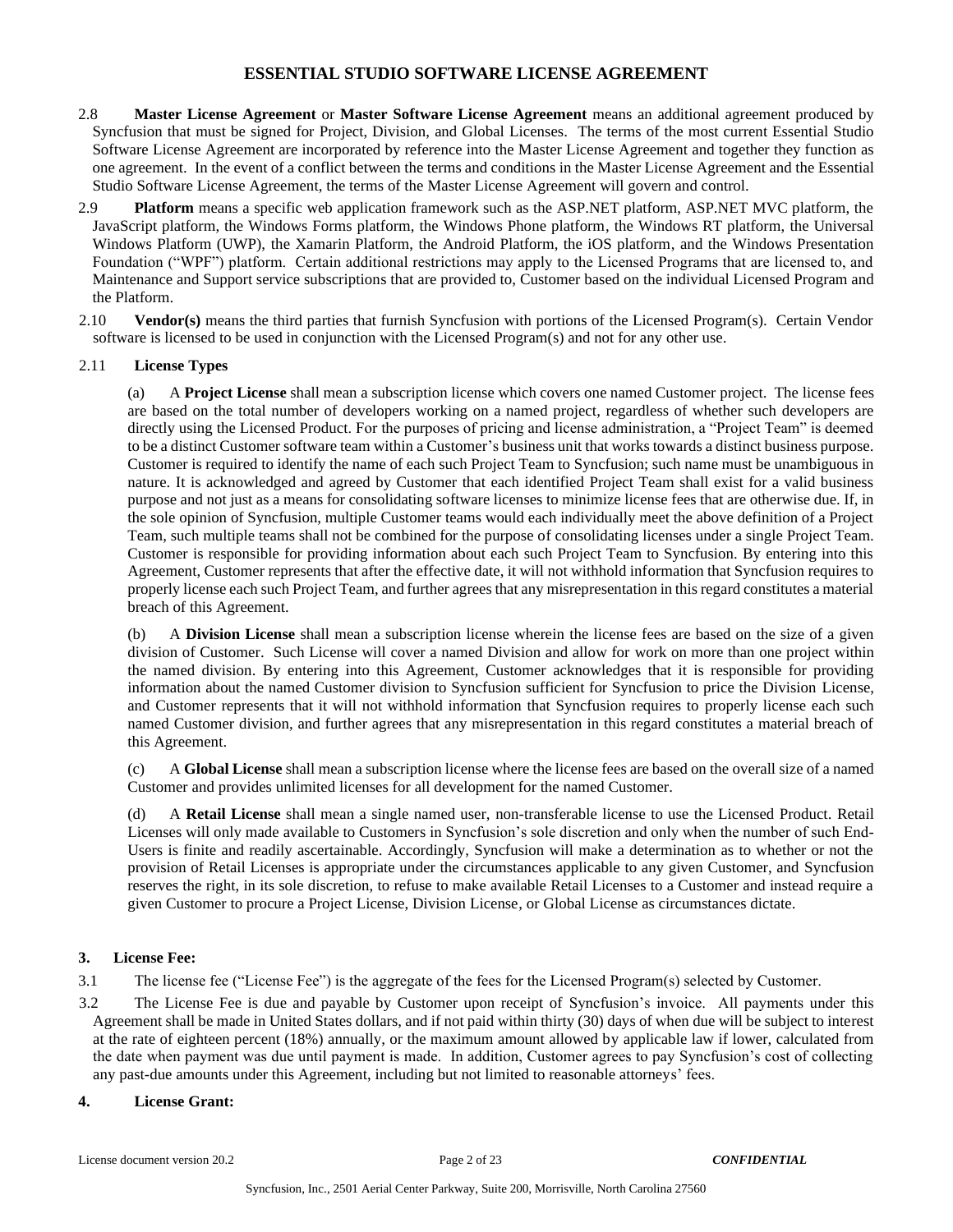2.8 **Master License Agreement** or **Master Software License Agreement** means an additional agreement produced by Syncfusion that must be signed for Project, Division, and Global Licenses. The terms of the most current Essential Studio Software License Agreement are incorporated by reference into the Master License Agreement and together they function as one agreement. In the event of a conflict between the terms and conditions in the Master License Agreement and the Essential Studio Software License Agreement, the terms of the Master License Agreement will govern and control.

2.9 **Platform** means a specific web application framework such as the ASP.NET platform, ASP.NET MVC platform, the JavaScript platform, the Windows Forms platform, the Windows Phone platform, the Windows RT platform, the Universal Windows Platform (UWP), the Xamarin Platform, the Android Platform, the iOS platform, and the Windows Presentation Foundation ("WPF") platform. Certain additional restrictions may apply to the Licensed Programs that are licensed to, and Maintenance and Support service subscriptions that are provided to, Customer based on the individual Licensed Program and the Platform.

2.10 **Vendor(s)** means the third parties that furnish Syncfusion with portions of the Licensed Program(s). Certain Vendor software is licensed to be used in conjunction with the Licensed Program(s) and not for any other use.

2.11 **License Types**

(a) A **Project License** shall mean a subscription license which covers one named Customer project. The license fees are based on the total number of developers working on a named project, regardless of whether such developers are directly using the Licensed Product. For the purposes of pricing and license administration, a "Project Team" is deemed to be a distinct Customer software team within a Customer's business unit that works towards a distinct business purpose. Customer is required to identify the name of each such Project Team to Syncfusion; such name must be unambiguous in nature. It is acknowledged and agreed by Customer that each identified Project Team shall exist for a valid business purpose and not just as a means for consolidating software licenses to minimize license fees that are otherwise due. If, in the sole opinion of Syncfusion, multiple Customer teams would each individually meet the above definition of a Project Team, such multiple teams shall not be combined for the purpose of consolidating licenses under a single Project Team. Customer is responsible for providing information about each such Project Team to Syncfusion. By entering into this Agreement, Customer represents that after the effective date, it will not withhold information that Syncfusion requires to properly license each such Project Team, and further agrees that any misrepresentation in this regard constitutes a material breach of this Agreement.

(b) A **Division License** shall mean a subscription license wherein the license fees are based on the size of a given division of Customer. Such License will cover a named Division and allow for work on more than one project within the named division. By entering into this Agreement, Customer acknowledges that it is responsible for providing information about the named Customer division to Syncfusion sufficient for Syncfusion to price the Division License, and Customer represents that it will not withhold information that Syncfusion requires to properly license each such named Customer division, and further agrees that any misrepresentation in this regard constitutes a material breach of this Agreement.

(c) A **Global License** shall mean a subscription license where the license fees are based on the overall size of a named Customer and provides unlimited licenses for all development for the named Customer.

(d) A **Retail License** shall mean a single named user, non-transferable license to use the Licensed Product. Retail Licenses will only made available to Customers in Syncfusion's sole discretion and only when the number of such End-Users is finite and readily ascertainable. Accordingly, Syncfusion will make a determination as to whether or not the provision of Retail Licenses is appropriate under the circumstances applicable to any given Customer, and Syncfusion reserves the right, in its sole discretion, to refuse to make available Retail Licenses to a Customer and instead require a given Customer to procure a Project License, Division License, or Global License as circumstances dictate.

### 3. License Fee:

3.1 The license fee ("License Fee") is the aggregate of the fees for the Licensed Program(s) selected by Customer.

3.2 The License Fee is due and payable by Customer upon receipt of Syncfusion's invoice. All payments under this Agreement shall be made in United States dollars, and if not paid within thirty (30) days of when due will be subject to interest at the rate of eighteen percent (18%) annually, or the maximum amount allowed by applicable law if lower, calculated from the date when payment was due until payment is made. In addition, Customer agrees to pay Syncfusion's cost of collecting any past-due amounts under this Agreement, including but not limited to reasonable attorneys' fees.

### 4. License Grant: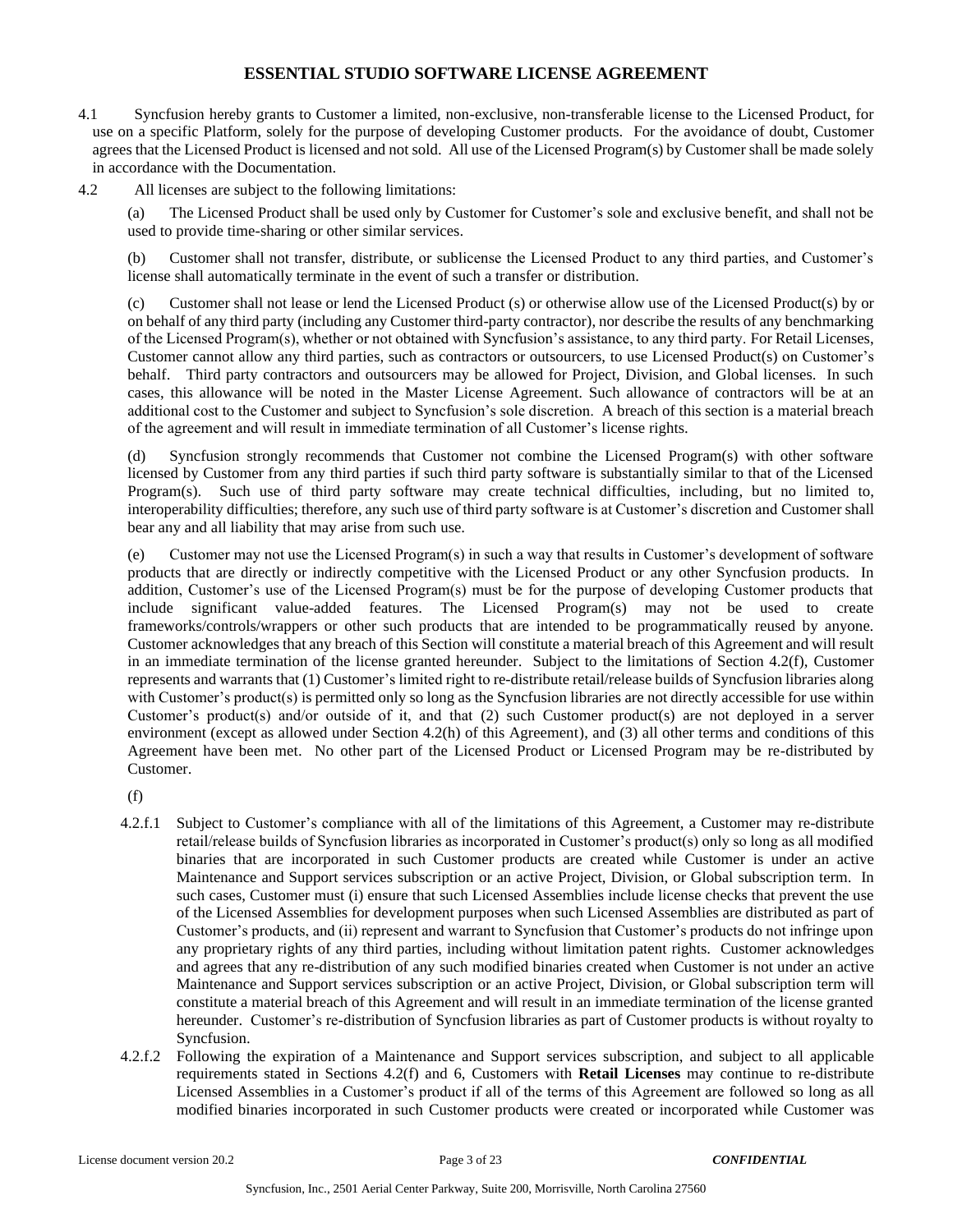# ESSENTIAL STUDIO SOFTWARE LICENSE AGREEMENT

4.1 Syncfusion hereby grants to Customer a limited, non-exclusive, non-transferable license to the Licensed Product, for use on a specific Platform, solely for the purpose of developing Customer products. For the avoidance of doubt, Customer agrees that the Licensed Product is licensed and not sold. All use of the Licensed Program(s) by Customer shall be made solely in accordance with the Documentation.

4.2 All licenses are subject to the following limitations:

(a) The Licensed Product shall be used only by Customer for Customer's sole and exclusive benefit, and shall not be used to provide time-sharing or other similar services.

(b) Customer shall not transfer, distribute, or sublicense the Licensed Product to any third parties, and Customer's license shall automatically terminate in the event of such a transfer or distribution.

(c) Customer shall not lease or lend the Licensed Product (s) or otherwise allow use of the Licensed Product(s) by or on behalf of any third party (including any Customer third-party contractor), nor describe the results of any benchmarking of the Licensed Program(s), whether or not obtained with Syncfusion's assistance, to any third party. For Retail Licenses, Customer cannot allow any third parties, such as contractors or outsourcers, to use Licensed Product(s) on Customer's behalf. Third party contractors and outsourcers may be allowed for Project, Division, and Global licenses. In such cases, this allowance will be noted in the Master License Agreement. Such allowance of contractors will be at an additional cost to the Customer and subject to Syncfusion's sole discretion. A breach of this section is a material breach of the agreement and will result in immediate termination of all Customer's license rights.

(d) Syncfusion strongly recommends that Customer not combine the Licensed Program(s) with other software licensed by Customer from any third parties if such third party software is substantially similar to that of the Licensed Program(s). Such use of third party software may create technical difficulties, including, but no limited to, interoperability difficulties; therefore, any such use of third party software is at Customer's discretion and Customer shall bear any and all liability that may arise from such use.

(e) Customer may not use the Licensed Program(s) in such a way that results in Customer's development of software products that are directly or indirectly competitive with the Licensed Product or any other Syncfusion products. In addition, Customer's use of the Licensed Program(s) must be for the purpose of developing Customer products that include significant value-added features. The Licensed Program(s) may not be used to create frameworks/controls/wrappers or other such products that are intended to be programmatically reused by anyone. Customer acknowledges that any breach of this Section will constitute a material breach of this Agreement and will result in an immediate termination of the license granted hereunder. Subject to the limitations of Section 4.2(f), Customer represents and warrants that (1) Customer's limited right to re-distribute retail/release builds of Syncfusion libraries along with Customer's product(s) is permitted only so long as the Syncfusion libraries are not directly accessible for use within Customer's product(s) and/or outside of it, and that (2) such Customer product(s) are not deployed in a server environment (except as allowed under Section 4.2(h) of this Agreement), and (3) all other terms and conditions of this Agreement have been met. No other part of the Licensed Product or Licensed Program may be re-distributed by Customer.

(f)

4.2.f.1 Subject to Customer's compliance with all of the limitations of this Agreement, a Customer may re-distribute retail/release builds of Syncfusion libraries as incorporated in Customer's product(s) only so long as all modified binaries that are incorporated in such Customer products are created while Customer is under an active Maintenance and Support services subscription or an active Project, Division, or Global subscription term. In such cases, Customer must (i) ensure that such Licensed Assemblies include license checks that prevent the use of the Licensed Assemblies for development purposes when such Licensed Assemblies are distributed as part of Customer's products, and (ii) represent and warrant to Syncfusion that Customer's products do not infringe upon any proprietary rights of any third parties, including without limitation patent rights. Customer acknowledges and agrees that any re-distribution of any such modified binaries created when Customer is not under an active Maintenance and Support services subscription or an active Project, Division, or Global subscription term will constitute a material breach of this Agreement and will result in an immediate termination of the license granted hereunder. Customer's re-distribution of Syncfusion libraries as part of Customer products is without royalty to Syncfusion.

4.2.f.2 Following the expiration of a Maintenance and Support services subscription, and subject to all applicable requirements stated in Sections 4.2(f) and 6, Customers with **Retail Licenses** may continue to re-distribute Licensed Assemblies in a Customer's product if all of the terms of this Agreement are followed so long as all modified binaries incorporated in such Customer products were created or incorporated while Customer was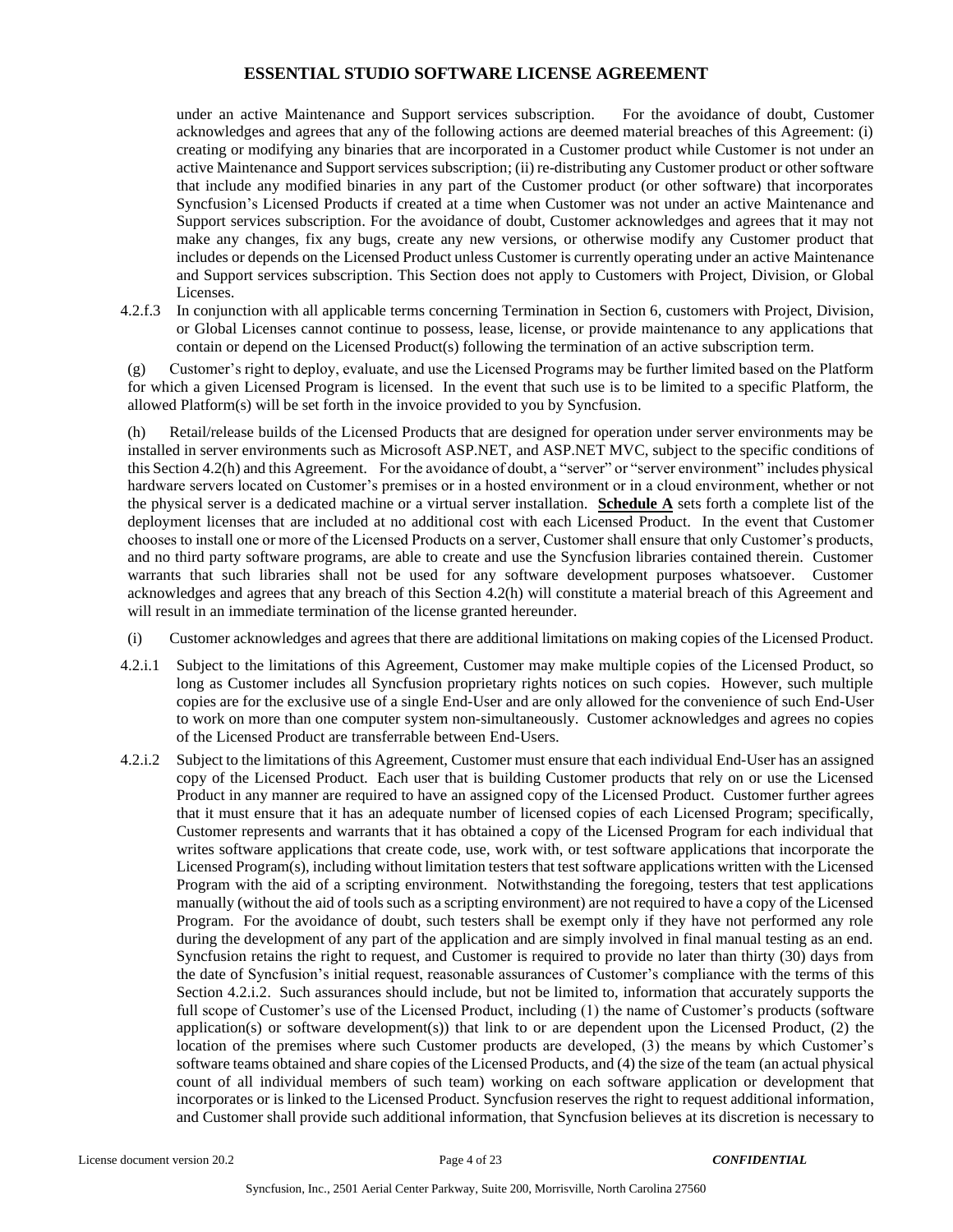under an active Maintenance and Support services subscription. For the avoidance of doubt, Customer acknowledges and agrees that any of the following actions are deemed material breaches of this Agreement: (i) creating or modifying any binaries that are incorporated in a Customer product while Customer is not under an active Maintenance and Support services subscription; (ii) re-distributing any Customer product or other software that include any modified binaries in any part of the Customer product (or other software) that incorporates Syncfusion's Licensed Products if created at a time when Customer was not under an active Maintenance and Support services subscription. For the avoidance of doubt, Customer acknowledges and agrees that it may not make any changes, fix any bugs, create any new versions, or otherwise modify any Customer product that includes or depends on the Licensed Product unless Customer is currently operating under an active Maintenance and Support services subscription. This Section does not apply to Customers with Project, Division, or Global Licenses.

4.2.f.3 In conjunction with all applicable terms concerning Termination in Section 6, customers with Project, Division, or Global Licenses cannot continue to possess, lease, license, or provide maintenance to any applications that contain or depend on the Licensed Product(s) following the termination of an active subscription term.

(g) Customer's right to deploy, evaluate, and use the Licensed Programs may be further limited based on the Platform for which a given Licensed Program is licensed. In the event that such use is to be limited to a specific Platform, the allowed Platform(s) will be set forth in the invoice provided to you by Syncfusion.

(h) Retail/release builds of the Licensed Products that are designed for operation under server environments may be installed in server environments such as Microsoft ASP.NET, and ASP.NET MVC, subject to the specific conditions of this Section 4.2(h) and this Agreement. For the avoidance of doubt, a "server" or "server environment" includes physical hardware servers located on Customer's premises or in a hosted environment or in a cloud environment, whether or not the physical server is a dedicated machine or a virtual server installation. **Schedule A** sets forth a complete list of the deployment licenses that are included at no additional cost with each Licensed Product. In the event that Customer chooses to install one or more of the Licensed Products on a server, Customer shall ensure that only Customer's products, and no third party software programs, are able to create and use the Syncfusion libraries contained therein. Customer warrants that such libraries shall not be used for any software development purposes whatsoever. Customer acknowledges and agrees that any breach of this Section 4.2(h) will constitute a material breach of this Agreement and will result in an immediate termination of the license granted hereunder.

(i) Customer acknowledges and agrees that there are additional limitations on making copies of the Licensed Product.

4.2.i.1 Subject to the limitations of this Agreement, Customer may make multiple copies of the Licensed Product, so long as Customer includes all Syncfusion proprietary rights notices on such copies. However, such multiple copies are for the exclusive use of a single End-User and are only allowed for the convenience of such End-User to work on more than one computer system non-simultaneously. Customer acknowledges and agrees no copies of the Licensed Product are transferrable between End-Users.

4.2.i.2 Subject to the limitations of this Agreement, Customer must ensure that each individual End-User has an assigned copy of the Licensed Product. Each user that is building Customer products that rely on or use the Licensed Product in any manner are required to have an assigned copy of the Licensed Product. Customer further agrees that it must ensure that it has an adequate number of licensed copies of each Licensed Program; specifically, Customer represents and warrants that it has obtained a copy of the Licensed Program for each individual that writes software applications that create code, use, work with, or test software applications that incorporate the Licensed Program(s), including without limitation testers that test software applications written with the Licensed Program with the aid of a scripting environment. Notwithstanding the foregoing, testers that test applications manually (without the aid of tools such as a scripting environment) are not required to have a copy of the Licensed Program. For the avoidance of doubt, such testers shall be exempt only if they have not performed any role during the development of any part of the application and are simply involved in final manual testing as an end. Syncfusion retains the right to request, and Customer is required to provide no later than thirty (30) days from the date of Syncfusion's initial request, reasonable assurances of Customer's compliance with the terms of this Section 4.2.i.2. Such assurances should include, but not be limited to, information that accurately supports the full scope of Customer's use of the Licensed Product, including (1) the name of Customer's products (software application(s) or software development(s)) that link to or are dependent upon the Licensed Product, (2) the location of the premises where such Customer products are developed, (3) the means by which Customer's software teams obtained and share copies of the Licensed Products, and (4) the size of the team (an actual physical count of all individual members of such team) working on each software application or development that incorporates or is linked to the Licensed Product. Syncfusion reserves the right to request additional information, and Customer shall provide such additional information, that Syncfusion believes at its discretion is necessary to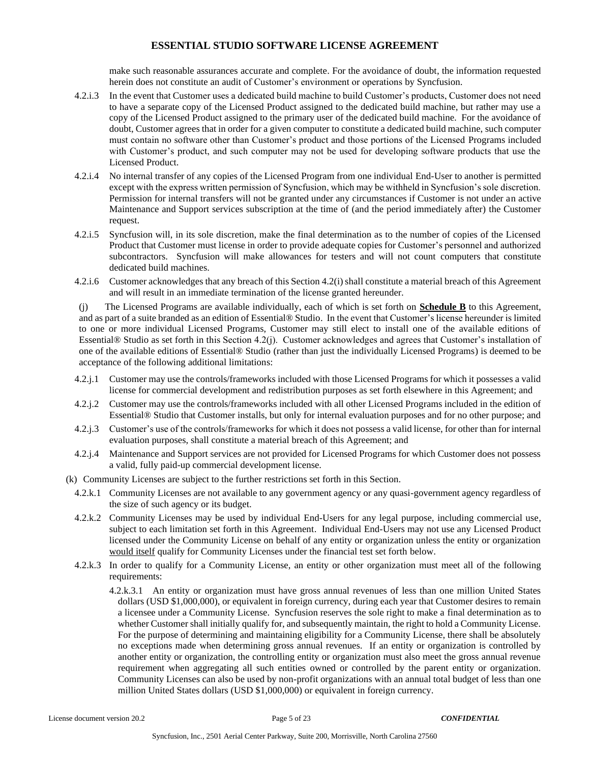make such reasonable assurances accurate and complete. For the avoidance of doubt, the information requested herein does not constitute an audit of Customer's environment or operations by Syncfusion.

4.2.i.3 In the event that Customer uses a dedicated build machine to build Customer's products, Customer does not need to have a separate copy of the Licensed Product assigned to the dedicated build machine, but rather may use a copy of the Licensed Product assigned to the primary user of the dedicated build machine. For the avoidance of doubt, Customer agrees that in order for a given computer to constitute a dedicated build machine, such computer must contain no software other than Customer's product and those portions of the Licensed Programs included with Customer's product, and such computer may not be used for developing software products that use the Licensed Product.

4.2.i.4 No internal transfer of any copies of the Licensed Program from one individual End-User to another is permitted except with the express written permission of Syncfusion, which may be withheld in Syncfusion's sole discretion. Permission for internal transfers will not be granted under any circumstances if Customer is not under an active Maintenance and Support services subscription at the time of (and the period immediately after) the Customer request.

4.2.i.5 Syncfusion will, in its sole discretion, make the final determination as to the number of copies of the Licensed Product that Customer must license in order to provide adequate copies for Customer's personnel and authorized subcontractors. Syncfusion will make allowances for testers and will not count computers that constitute dedicated build machines.

4.2.i.6 Customer acknowledges that any breach of this Section 4.2(i) shall constitute a material breach of this Agreement and will result in an immediate termination of the license granted hereunder.

(j) The Licensed Programs are available individually, each of which is set forth on **Schedule B** to this Agreement, and as part of a suite branded as an edition of Essential® Studio. In the event that Customer's license hereunder is limited to one or more individual Licensed Programs, Customer may still elect to install one of the available editions of Essential® Studio as set forth in this Section 4.2(j). Customer acknowledges and agrees that Customer's installation of one of the available editions of Essential® Studio (rather than just the individually Licensed Programs) is deemed to be acceptance of the following additional limitations:

4.2.j.1 Customer may use the controls/frameworks included with those Licensed Programs for which it possesses a valid license for commercial development and redistribution purposes as set forth elsewhere in this Agreement; and

4.2.j.2 Customer may use the controls/frameworks included with all other Licensed Programs included in the edition of Essential® Studio that Customer installs, but only for internal evaluation purposes and for no other purpose; and

4.2.j.3 Customer's use of the controls/frameworks for which it does not possess a valid license, for other than for internal evaluation purposes, shall constitute a material breach of this Agreement; and

4.2.j.4 Maintenance and Support services are not provided for Licensed Programs for which Customer does not possess a valid, fully paid-up commercial development license.

(k) Community Licenses are subject to the further restrictions set forth in this Section.

4.2.k.1 Community Licenses are not available to any government agency or any quasi-government agency regardless of the size of such agency or its budget.

4.2.k.2 Community Licenses may be used by individual End-Users for any legal purpose, including commercial use, subject to each limitation set forth in this Agreement. Individual End-Users may not use any Licensed Product licensed under the Community License on behalf of any entity or organization unless the entity or organization <u>would itself</u> qualify for Community Licenses under the financial test set forth below.

4.2.k.3 In order to qualify for a Community License, an entity or other organization must meet all of the following requirements:

4.2.k.3.1 An entity or organization must have gross annual revenues of less than one million United States dollars (USD $1,000,000), or equivalent in foreign currency, during each year that Customer desires to remain a licensee under a Community License. Syncfusion reserves the sole right to make a final determination as to whether Customer shall initially qualify for, and subsequently maintain, the right to hold a Community License. For the purpose of determining and maintaining eligibility for a Community License, there shall be absolutely no exceptions made when determining gross annual revenues. If an entity or organization is controlled by another entity or organization, the controlling entity or organization must also meet the gross annual revenue requirement when aggregating all such entities owned or controlled by the parent entity or organization. Community Licenses can also be used by non-profit organizations with an annual total budget of less than one million United States dollars (USD $1,000,000) or equivalent in foreign currency.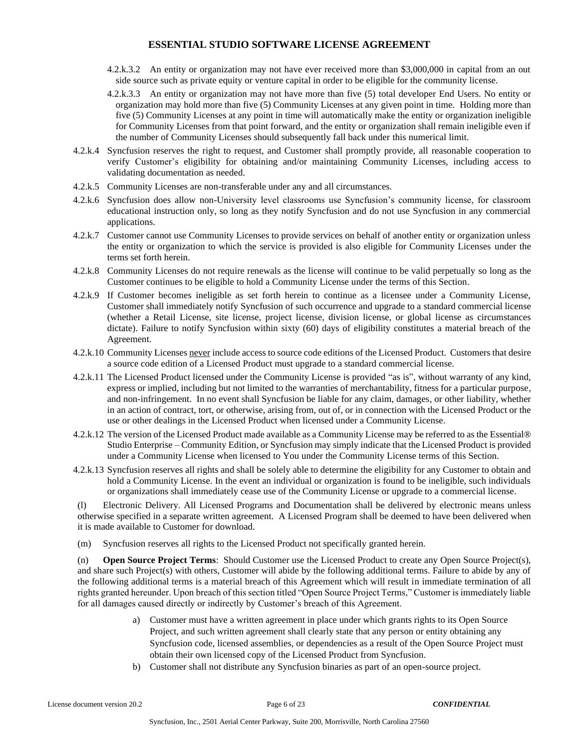4.2.k.3.2 An entity or organization may not have ever received more than $3,000,000 in capital from an out side source such as private equity or venture capital in order to be eligible for the community license.

4.2.k.3.3 An entity or organization may not have more than five (5) total developer End Users. No entity or organization may hold more than five (5) Community Licenses at any given point in time. Holding more than five (5) Community Licenses at any point in time will automatically make the entity or organization ineligible for Community Licenses from that point forward, and the entity or organization shall remain ineligible even if the number of Community Licenses should subsequently fall back under this numerical limit.

4.2.k.4 Syncfusion reserves the right to request, and Customer shall promptly provide, all reasonable cooperation to verify Customer's eligibility for obtaining and/or maintaining Community Licenses, including access to validating documentation as needed.

4.2.k.5 Community Licenses are non-transferable under any and all circumstances.

4.2.k.6 Syncfusion does allow non-University level classrooms use Syncfusion's community license, for classroom educational instruction only, so long as they notify Syncfusion and do not use Syncfusion in any commercial applications.

4.2.k.7 Customer cannot use Community Licenses to provide services on behalf of another entity or organization unless the entity or organization to which the service is provided is also eligible for Community Licenses under the terms set forth herein.

4.2.k.8 Community Licenses do not require renewals as the license will continue to be valid perpetually so long as the Customer continues to be eligible to hold a Community License under the terms of this Section.

4.2.k.9 If Customer becomes ineligible as set forth herein to continue as a licensee under a Community License, Customer shall immediately notify Syncfusion of such occurrence and upgrade to a standard commercial license (whether a Retail License, site license, project license, division license, or global license as circumstances dictate). Failure to notify Syncfusion within sixty (60) days of eligibility constitutes a material breach of the Agreement.

4.2.k.10 Community Licenses never include access to source code editions of the Licensed Product. Customers that desire a source code edition of a Licensed Product must upgrade to a standard commercial license.

4.2.k.11 The Licensed Product licensed under the Community License is provided "as is", without warranty of any kind, express or implied, including but not limited to the warranties of merchantability, fitness for a particular purpose, and non-infringement. In no event shall Syncfusion be liable for any claim, damages, or other liability, whether in an action of contract, tort, or otherwise, arising from, out of, or in connection with the Licensed Product or the use or other dealings in the Licensed Product when licensed under a Community License.

4.2.k.12 The version of the Licensed Product made available as a Community License may be referred to as the Essential® Studio Enterprise – Community Edition, or Syncfusion may simply indicate that the Licensed Product is provided under a Community License when licensed to You under the Community License terms of this Section.

4.2.k.13 Syncfusion reserves all rights and shall be solely able to determine the eligibility for any Customer to obtain and hold a Community License. In the event an individual or organization is found to be ineligible, such individuals or organizations shall immediately cease use of the Community License or upgrade to a commercial license.

(l) Electronic Delivery. All Licensed Programs and Documentation shall be delivered by electronic means unless otherwise specified in a separate written agreement. A Licensed Program shall be deemed to have been delivered when it is made available to Customer for download.

(m) Syncfusion reserves all rights to the Licensed Product not specifically granted herein.

(n) **Open Source Project Terms**: Should Customer use the Licensed Product to create any Open Source Project(s), and share such Project(s) with others, Customer will abide by the following additional terms. Failure to abide by any of the following additional terms is a material breach of this Agreement which will result in immediate termination of all rights granted hereunder. Upon breach of this section titled "Open Source Project Terms," Customer is immediately liable for all damages caused directly or indirectly by Customer's breach of this Agreement.

a) Customer must have a written agreement in place under which grants rights to its Open Source Project, and such written agreement shall clearly state that any person or entity obtaining any Syncfusion code, licensed assemblies, or dependencies as a result of the Open Source Project must obtain their own licensed copy of the Licensed Product from Syncfusion.

b) Customer shall not distribute any Syncfusion binaries as part of an open-source project.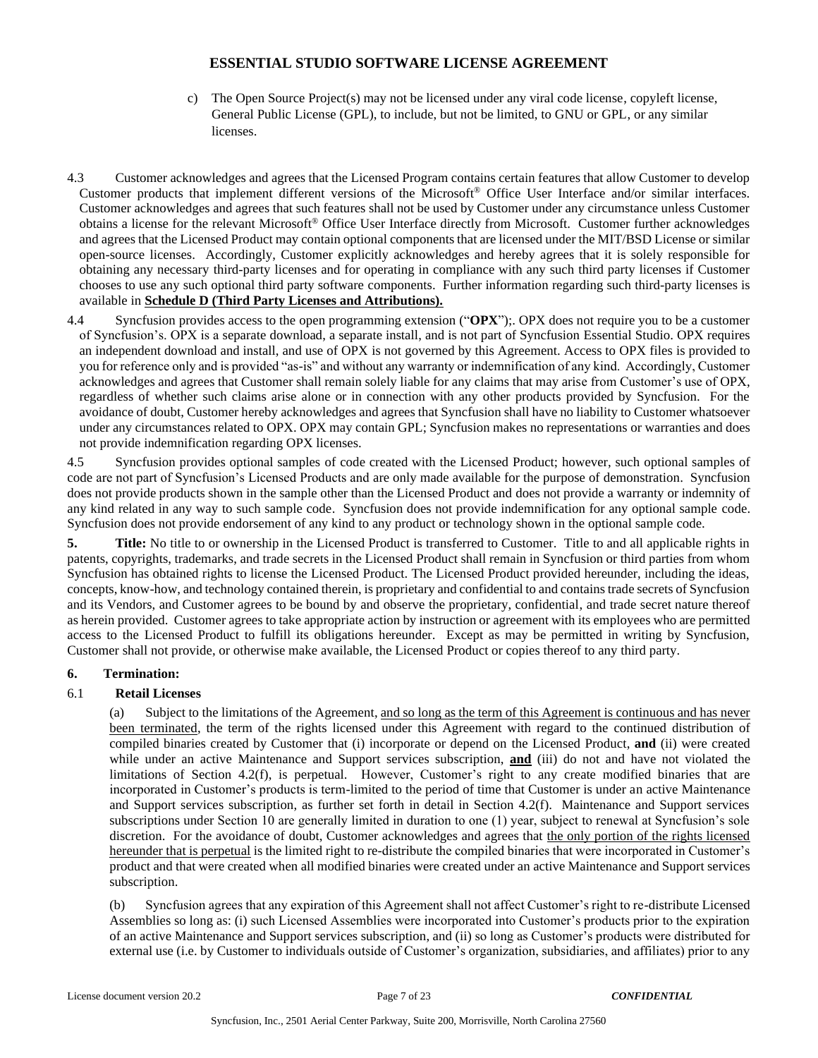c) The Open Source Project(s) may not be licensed under any viral code license, copyleft license, General Public License (GPL), to include, but not be limited, to GNU or GPL, or any similar licenses.

4.3 Customer acknowledges and agrees that the Licensed Program contains certain features that allow Customer to develop Customer products that implement different versions of the Microsoft® Office User Interface and/or similar interfaces. Customer acknowledges and agrees that such features shall not be used by Customer under any circumstance unless Customer obtains a license for the relevant Microsoft® Office User Interface directly from Microsoft. Customer further acknowledges and agrees that the Licensed Product may contain optional components that are licensed under the MIT/BSD License or similar open-source licenses. Accordingly, Customer explicitly acknowledges and hereby agrees that it is solely responsible for obtaining any necessary third-party licenses and for operating in compliance with any such third party licenses if Customer chooses to use any such optional third party software components. Further information regarding such third-party licenses is available in **Schedule D (Third Party Licenses and Attributions).**

4.4 Syncfusion provides access to the open programming extension ("**OPX**");. OPX does not require you to be a customer of Syncfusion's. OPX is a separate download, a separate install, and is not part of Syncfusion Essential Studio. OPX requires an independent download and install, and use of OPX is not governed by this Agreement. Access to OPX files is provided to you for reference only and is provided "as-is" and without any warranty or indemnification of any kind. Accordingly, Customer acknowledges and agrees that Customer shall remain solely liable for any claims that may arise from Customer's use of OPX, regardless of whether such claims arise alone or in connection with any other products provided by Syncfusion. For the avoidance of doubt, Customer hereby acknowledges and agrees that Syncfusion shall have no liability to Customer whatsoever under any circumstances related to OPX. OPX may contain GPL; Syncfusion makes no representations or warranties and does not provide indemnification regarding OPX licenses.

4.5 Syncfusion provides optional samples of code created with the Licensed Product; however, such optional samples of code are not part of Syncfusion's Licensed Products and are only made available for the purpose of demonstration. Syncfusion does not provide products shown in the sample other than the Licensed Product and does not provide a warranty or indemnity of any kind related in any way to such sample code. Syncfusion does not provide indemnification for any optional sample code. Syncfusion does not provide endorsement of any kind to any product or technology shown in the optional sample code.

**5. Title:** No title to or ownership in the Licensed Product is transferred to Customer. Title to and all applicable rights in patents, copyrights, trademarks, and trade secrets in the Licensed Product shall remain in Syncfusion or third parties from whom Syncfusion has obtained rights to license the Licensed Product. The Licensed Product provided hereunder, including the ideas, concepts, know-how, and technology contained therein, is proprietary and confidential to and contains trade secrets of Syncfusion and its Vendors, and Customer agrees to be bound by and observe the proprietary, confidential, and trade secret nature thereof as herein provided. Customer agrees to take appropriate action by instruction or agreement with its employees who are permitted access to the Licensed Product to fulfill its obligations hereunder. Except as may be permitted in writing by Syncfusion, Customer shall not provide, or otherwise make available, the Licensed Product or copies thereof to any third party.

**6. Termination:**

6.1 **Retail Licenses**

(a) Subject to the limitations of the Agreement, <u>and so long as the term of this Agreement is continuous and has never been terminated</u>, the term of the rights licensed under this Agreement with regard to the continued distribution of compiled binaries created by Customer that (i) incorporate or depend on the Licensed Product, **and** (ii) were created while under an active Maintenance and Support services subscription, <u>**and**</u> (iii) do not and have not violated the limitations of Section 4.2(f), is perpetual. However, Customer's right to any create modified binaries that are incorporated in Customer's products is term-limited to the period of time that Customer is under an active Maintenance and Support services subscription, as further set forth in detail in Section 4.2(f). Maintenance and Support services subscriptions under Section 10 are generally limited in duration to one (1) year, subject to renewal at Syncfusion's sole discretion. For the avoidance of doubt, Customer acknowledges and agrees that <u>the only portion of the rights licensed hereunder that is perpetual</u> is the limited right to re-distribute the compiled binaries that were incorporated in Customer's product and that were created when all modified binaries were created under an active Maintenance and Support services subscription.

(b) Syncfusion agrees that any expiration of this Agreement shall not affect Customer's right to re-distribute Licensed Assemblies so long as: (i) such Licensed Assemblies were incorporated into Customer's products prior to the expiration of an active Maintenance and Support services subscription, and (ii) so long as Customer's products were distributed for external use (i.e. by Customer to individuals outside of Customer's organization, subsidiaries, and affiliates) prior to any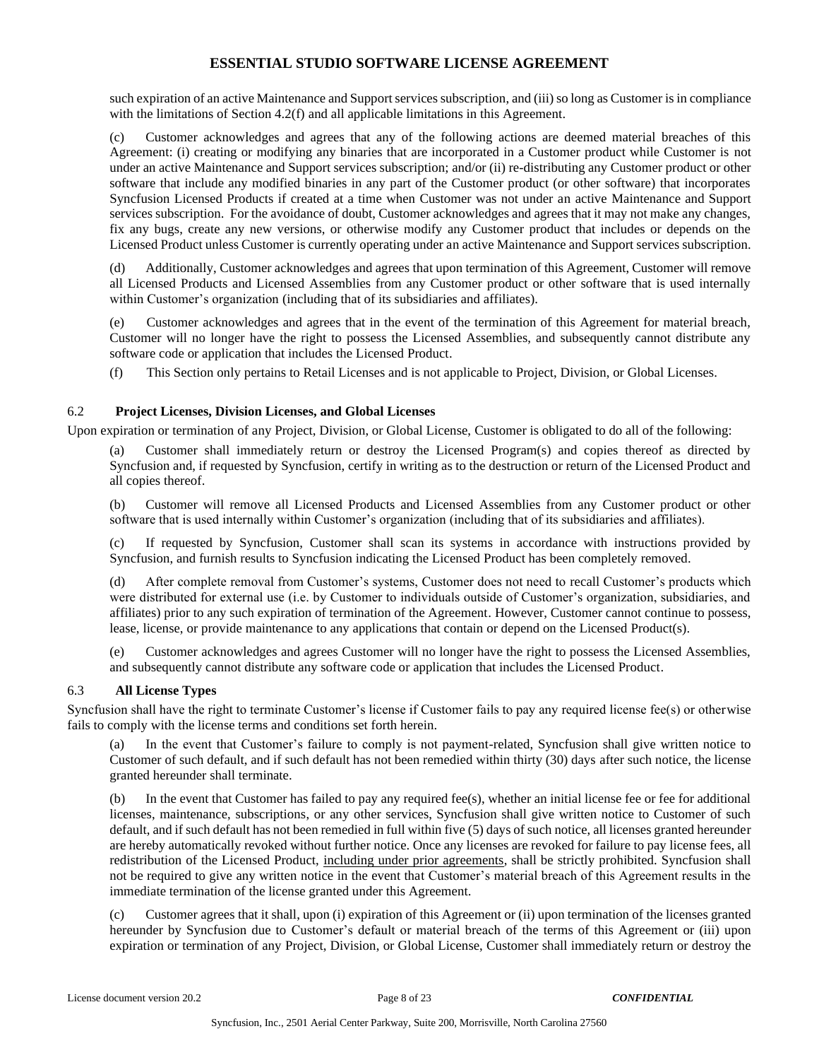such expiration of an active Maintenance and Support services subscription, and (iii) so long as Customer is in compliance with the limitations of Section 4.2(f) and all applicable limitations in this Agreement.

(c) Customer acknowledges and agrees that any of the following actions are deemed material breaches of this Agreement: (i) creating or modifying any binaries that are incorporated in a Customer product while Customer is not under an active Maintenance and Support services subscription; and/or (ii) re-distributing any Customer product or other software that include any modified binaries in any part of the Customer product (or other software) that incorporates Syncfusion Licensed Products if created at a time when Customer was not under an active Maintenance and Support services subscription. For the avoidance of doubt, Customer acknowledges and agrees that it may not make any changes, fix any bugs, create any new versions, or otherwise modify any Customer product that includes or depends on the Licensed Product unless Customer is currently operating under an active Maintenance and Support services subscription.

(d) Additionally, Customer acknowledges and agrees that upon termination of this Agreement, Customer will remove all Licensed Products and Licensed Assemblies from any Customer product or other software that is used internally within Customer's organization (including that of its subsidiaries and affiliates).

(e) Customer acknowledges and agrees that in the event of the termination of this Agreement for material breach, Customer will no longer have the right to possess the Licensed Assemblies, and subsequently cannot distribute any software code or application that includes the Licensed Product.

(f) This Section only pertains to Retail Licenses and is not applicable to Project, Division, or Global Licenses.

### 6.2 **Project Licenses, Division Licenses, and Global Licenses**

Upon expiration or termination of any Project, Division, or Global License, Customer is obligated to do all of the following:

(a) Customer shall immediately return or destroy the Licensed Program(s) and copies thereof as directed by Syncfusion and, if requested by Syncfusion, certify in writing as to the destruction or return of the Licensed Product and all copies thereof.

(b) Customer will remove all Licensed Products and Licensed Assemblies from any Customer product or other software that is used internally within Customer's organization (including that of its subsidiaries and affiliates).

(c) If requested by Syncfusion, Customer shall scan its systems in accordance with instructions provided by Syncfusion, and furnish results to Syncfusion indicating the Licensed Product has been completely removed.

(d) After complete removal from Customer's systems, Customer does not need to recall Customer's products which were distributed for external use (i.e. by Customer to individuals outside of Customer's organization, subsidiaries, and affiliates) prior to any such expiration of termination of the Agreement. However, Customer cannot continue to possess, lease, license, or provide maintenance to any applications that contain or depend on the Licensed Product(s).

(e) Customer acknowledges and agrees Customer will no longer have the right to possess the Licensed Assemblies, and subsequently cannot distribute any software code or application that includes the Licensed Product.

### 6.3 **All License Types**

Syncfusion shall have the right to terminate Customer's license if Customer fails to pay any required license fee(s) or otherwise fails to comply with the license terms and conditions set forth herein.

(a) In the event that Customer's failure to comply is not payment-related, Syncfusion shall give written notice to Customer of such default, and if such default has not been remedied within thirty (30) days after such notice, the license granted hereunder shall terminate.

(b) In the event that Customer has failed to pay any required fee(s), whether an initial license fee or fee for additional licenses, maintenance, subscriptions, or any other services, Syncfusion shall give written notice to Customer of such default, and if such default has not been remedied in full within five (5) days of such notice, all licenses granted hereunder are hereby automatically revoked without further notice. Once any licenses are revoked for failure to pay license fees, all redistribution of the Licensed Product, <u>including under prior agreements</u>, shall be strictly prohibited. Syncfusion shall not be required to give any written notice in the event that Customer's material breach of this Agreement results in the immediate termination of the license granted under this Agreement.

(c) Customer agrees that it shall, upon (i) expiration of this Agreement or (ii) upon termination of the licenses granted hereunder by Syncfusion due to Customer's default or material breach of the terms of this Agreement or (iii) upon expiration or termination of any Project, Division, or Global License, Customer shall immediately return or destroy the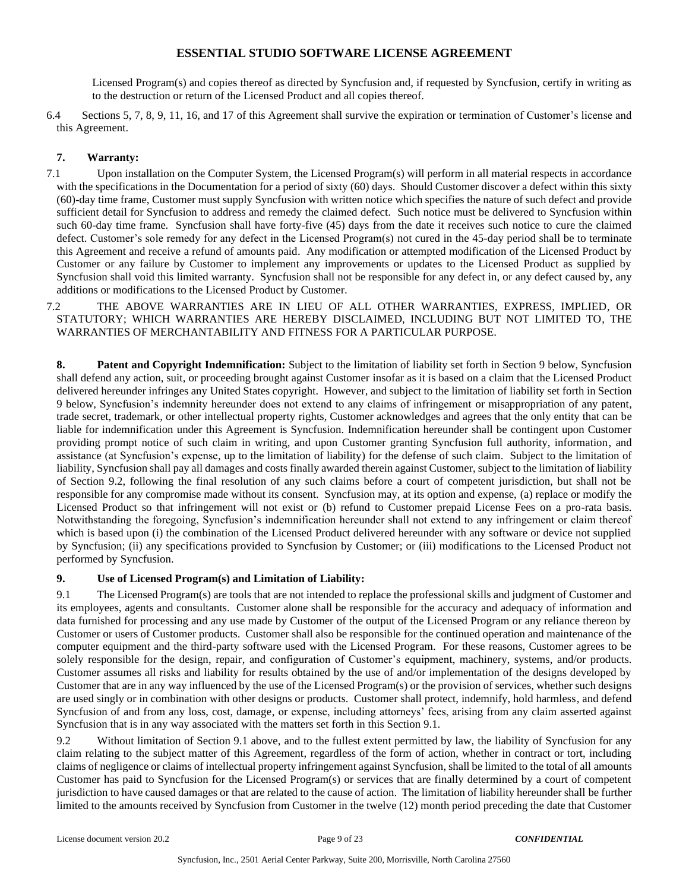Licensed Program(s) and copies thereof as directed by Syncfusion and, if requested by Syncfusion, certify in writing as to the destruction or return of the Licensed Product and all copies thereof.

6.4 Sections 5, 7, 8, 9, 11, 16, and 17 of this Agreement shall survive the expiration or termination of Customer's license and this Agreement.

## 7. Warranty:

7.1 Upon installation on the Computer System, the Licensed Program(s) will perform in all material respects in accordance with the specifications in the Documentation for a period of sixty (60) days. Should Customer discover a defect within this sixty (60)-day time frame, Customer must supply Syncfusion with written notice which specifies the nature of such defect and provide sufficient detail for Syncfusion to address and remedy the claimed defect. Such notice must be delivered to Syncfusion within such 60-day time frame. Syncfusion shall have forty-five (45) days from the date it receives such notice to cure the claimed defect. Customer's sole remedy for any defect in the Licensed Program(s) not cured in the 45-day period shall be to terminate this Agreement and receive a refund of amounts paid. Any modification or attempted modification of the Licensed Product by Customer or any failure by Customer to implement any improvements or updates to the Licensed Product as supplied by Syncfusion shall void this limited warranty. Syncfusion shall not be responsible for any defect in, or any defect caused by, any additions or modifications to the Licensed Product by Customer.

7.2 THE ABOVE WARRANTIES ARE IN LIEU OF ALL OTHER WARRANTIES, EXPRESS, IMPLIED, OR STATUTORY; WHICH WARRANTIES ARE HEREBY DISCLAIMED, INCLUDING BUT NOT LIMITED TO, THE WARRANTIES OF MERCHANTABILITY AND FITNESS FOR A PARTICULAR PURPOSE.

**8. Patent and Copyright Indemnification:** Subject to the limitation of liability set forth in Section 9 below, Syncfusion shall defend any action, suit, or proceeding brought against Customer insofar as it is based on a claim that the Licensed Product delivered hereunder infringes any United States copyright. However, and subject to the limitation of liability set forth in Section 9 below, Syncfusion's indemnity hereunder does not extend to any claims of infringement or misappropriation of any patent, trade secret, trademark, or other intellectual property rights, Customer acknowledges and agrees that the only entity that can be liable for indemnification under this Agreement is Syncfusion. Indemnification hereunder shall be contingent upon Customer providing prompt notice of such claim in writing, and upon Customer granting Syncfusion full authority, information, and assistance (at Syncfusion's expense, up to the limitation of liability) for the defense of such claim. Subject to the limitation of liability, Syncfusion shall pay all damages and costs finally awarded therein against Customer, subject to the limitation of liability of Section 9.2, following the final resolution of any such claims before a court of competent jurisdiction, but shall not be responsible for any compromise made without its consent. Syncfusion may, at its option and expense, (a) replace or modify the Licensed Product so that infringement will not exist or (b) refund to Customer prepaid License Fees on a pro-rata basis. Notwithstanding the foregoing, Syncfusion's indemnification hereunder shall not extend to any infringement or claim thereof which is based upon (i) the combination of the Licensed Product delivered hereunder with any software or device not supplied by Syncfusion; (ii) any specifications provided to Syncfusion by Customer; or (iii) modifications to the Licensed Product not performed by Syncfusion.

## 9. Use of Licensed Program(s) and Limitation of Liability:

9.1 The Licensed Program(s) are tools that are not intended to replace the professional skills and judgment of Customer and its employees, agents and consultants. Customer alone shall be responsible for the accuracy and adequacy of information and data furnished for processing and any use made by Customer of the output of the Licensed Program or any reliance thereon by Customer or users of Customer products. Customer shall also be responsible for the continued operation and maintenance of the computer equipment and the third-party software used with the Licensed Program. For these reasons, Customer agrees to be solely responsible for the design, repair, and configuration of Customer's equipment, machinery, systems, and/or products. Customer assumes all risks and liability for results obtained by the use of and/or implementation of the designs developed by Customer that are in any way influenced by the use of the Licensed Program(s) or the provision of services, whether such designs are used singly or in combination with other designs or products. Customer shall protect, indemnify, hold harmless, and defend Syncfusion of and from any loss, cost, damage, or expense, including attorneys' fees, arising from any claim asserted against Syncfusion that is in any way associated with the matters set forth in this Section 9.1.

9.2 Without limitation of Section 9.1 above, and to the fullest extent permitted by law, the liability of Syncfusion for any claim relating to the subject matter of this Agreement, regardless of the form of action, whether in contract or tort, including claims of negligence or claims of intellectual property infringement against Syncfusion, shall be limited to the total of all amounts Customer has paid to Syncfusion for the Licensed Program(s) or services that are finally determined by a court of competent jurisdiction to have caused damages or that are related to the cause of action. The limitation of liability hereunder shall be further limited to the amounts received by Syncfusion from Customer in the twelve (12) month period preceding the date that Customer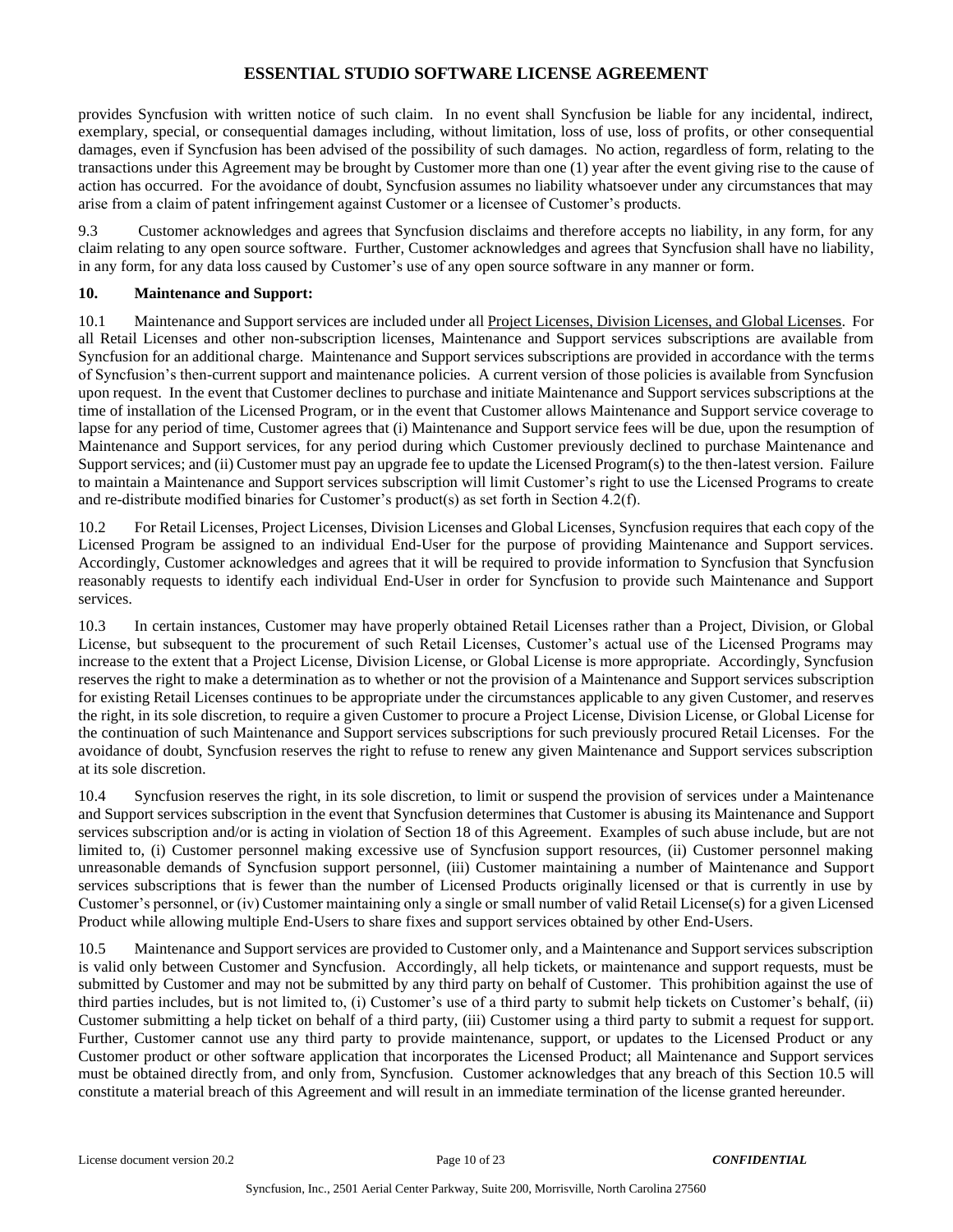provides Syncfusion with written notice of such claim. In no event shall Syncfusion be liable for any incidental, indirect, exemplary, special, or consequential damages including, without limitation, loss of use, loss of profits, or other consequential damages, even if Syncfusion has been advised of the possibility of such damages. No action, regardless of form, relating to the transactions under this Agreement may be brought by Customer more than one (1) year after the event giving rise to the cause of action has occurred. For the avoidance of doubt, Syncfusion assumes no liability whatsoever under any circumstances that may arise from a claim of patent infringement against Customer or a licensee of Customer's products.

9.3 Customer acknowledges and agrees that Syncfusion disclaims and therefore accepts no liability, in any form, for any claim relating to any open source software. Further, Customer acknowledges and agrees that Syncfusion shall have no liability, in any form, for any data loss caused by Customer's use of any open source software in any manner or form.

**10. Maintenance and Support:**

10.1 Maintenance and Support services are included under all Project Licenses, Division Licenses, and Global Licenses. For all Retail Licenses and other non-subscription licenses, Maintenance and Support services subscriptions are available from Syncfusion for an additional charge. Maintenance and Support services subscriptions are provided in accordance with the terms of Syncfusion's then-current support and maintenance policies. A current version of those policies is available from Syncfusion upon request. In the event that Customer declines to purchase and initiate Maintenance and Support services subscriptions at the time of installation of the Licensed Program, or in the event that Customer allows Maintenance and Support service coverage to lapse for any period of time, Customer agrees that (i) Maintenance and Support service fees will be due, upon the resumption of Maintenance and Support services, for any period during which Customer previously declined to purchase Maintenance and Support services; and (ii) Customer must pay an upgrade fee to update the Licensed Program(s) to the then-latest version. Failure to maintain a Maintenance and Support services subscription will limit Customer's right to use the Licensed Programs to create and re-distribute modified binaries for Customer's product(s) as set forth in Section 4.2(f).

10.2 For Retail Licenses, Project Licenses, Division Licenses and Global Licenses, Syncfusion requires that each copy of the Licensed Program be assigned to an individual End-User for the purpose of providing Maintenance and Support services. Accordingly, Customer acknowledges and agrees that it will be required to provide information to Syncfusion that Syncfusion reasonably requests to identify each individual End-User in order for Syncfusion to provide such Maintenance and Support services.

10.3 In certain instances, Customer may have properly obtained Retail Licenses rather than a Project, Division, or Global License, but subsequent to the procurement of such Retail Licenses, Customer's actual use of the Licensed Programs may increase to the extent that a Project License, Division License, or Global License is more appropriate. Accordingly, Syncfusion reserves the right to make a determination as to whether or not the provision of a Maintenance and Support services subscription for existing Retail Licenses continues to be appropriate under the circumstances applicable to any given Customer, and reserves the right, in its sole discretion, to require a given Customer to procure a Project License, Division License, or Global License for the continuation of such Maintenance and Support services subscriptions for such previously procured Retail Licenses. For the avoidance of doubt, Syncfusion reserves the right to refuse to renew any given Maintenance and Support services subscription at its sole discretion.

10.4 Syncfusion reserves the right, in its sole discretion, to limit or suspend the provision of services under a Maintenance and Support services subscription in the event that Syncfusion determines that Customer is abusing its Maintenance and Support services subscription and/or is acting in violation of Section 18 of this Agreement. Examples of such abuse include, but are not limited to, (i) Customer personnel making excessive use of Syncfusion support resources, (ii) Customer personnel making unreasonable demands of Syncfusion support personnel, (iii) Customer maintaining a number of Maintenance and Support services subscriptions that is fewer than the number of Licensed Products originally licensed or that is currently in use by Customer's personnel, or (iv) Customer maintaining only a single or small number of valid Retail License(s) for a given Licensed Product while allowing multiple End-Users to share fixes and support services obtained by other End-Users.

10.5 Maintenance and Support services are provided to Customer only, and a Maintenance and Support services subscription is valid only between Customer and Syncfusion. Accordingly, all help tickets, or maintenance and support requests, must be submitted by Customer and may not be submitted by any third party on behalf of Customer. This prohibition against the use of third parties includes, but is not limited to, (i) Customer's use of a third party to submit help tickets on Customer's behalf, (ii) Customer submitting a help ticket on behalf of a third party, (iii) Customer using a third party to submit a request for support. Further, Customer cannot use any third party to provide maintenance, support, or updates to the Licensed Product or any Customer product or other software application that incorporates the Licensed Product; all Maintenance and Support services must be obtained directly from, and only from, Syncfusion. Customer acknowledges that any breach of this Section 10.5 will constitute a material breach of this Agreement and will result in an immediate termination of the license granted hereunder.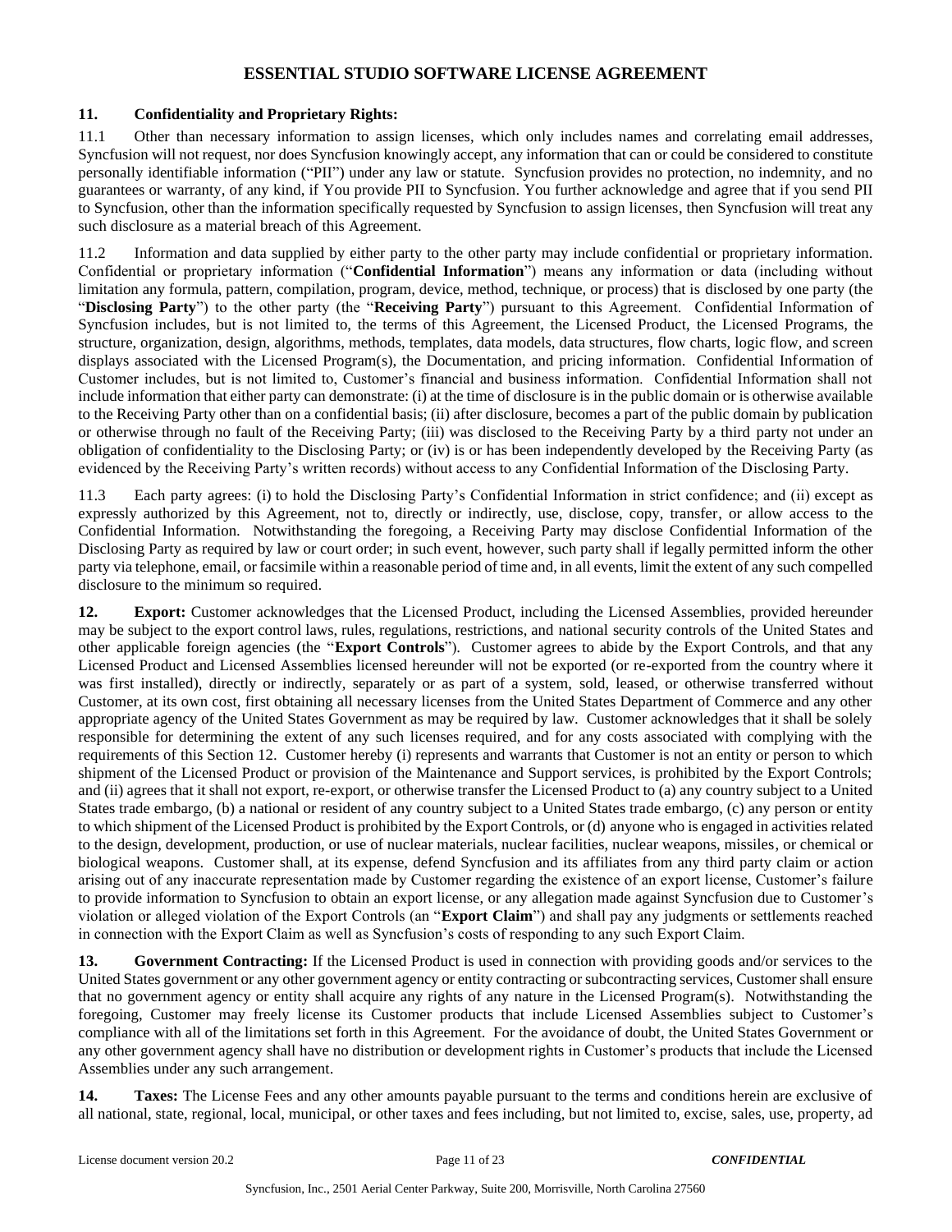# ESSENTIAL STUDIO SOFTWARE LICENSE AGREEMENT

**11. Confidentiality and Proprietary Rights:**

11.1 Other than necessary information to assign licenses, which only includes names and correlating email addresses, Syncfusion will not request, nor does Syncfusion knowingly accept, any information that can or could be considered to constitute personally identifiable information ("PII") under any law or statute. Syncfusion provides no protection, no indemnity, and no guarantees or warranty, of any kind, if You provide PII to Syncfusion. You further acknowledge and agree that if you send PII to Syncfusion, other than the information specifically requested by Syncfusion to assign licenses, then Syncfusion will treat any such disclosure as a material breach of this Agreement.

11.2 Information and data supplied by either party to the other party may include confidential or proprietary information. Confidential or proprietary information ("**Confidential Information**") means any information or data (including without limitation any formula, pattern, compilation, program, device, method, technique, or process) that is disclosed by one party (the "**Disclosing Party**") to the other party (the "**Receiving Party**") pursuant to this Agreement. Confidential Information of Syncfusion includes, but is not limited to, the terms of this Agreement, the Licensed Product, the Licensed Programs, the structure, organization, design, algorithms, methods, templates, data models, data structures, flow charts, logic flow, and screen displays associated with the Licensed Program(s), the Documentation, and pricing information. Confidential Information of Customer includes, but is not limited to, Customer's financial and business information. Confidential Information shall not include information that either party can demonstrate: (i) at the time of disclosure is in the public domain or is otherwise available to the Receiving Party other than on a confidential basis; (ii) after disclosure, becomes a part of the public domain by publication or otherwise through no fault of the Receiving Party; (iii) was disclosed to the Receiving Party by a third party not under an obligation of confidentiality to the Disclosing Party; or (iv) is or has been independently developed by the Receiving Party (as evidenced by the Receiving Party's written records) without access to any Confidential Information of the Disclosing Party.

11.3 Each party agrees: (i) to hold the Disclosing Party's Confidential Information in strict confidence; and (ii) except as expressly authorized by this Agreement, not to, directly or indirectly, use, disclose, copy, transfer, or allow access to the Confidential Information. Notwithstanding the foregoing, a Receiving Party may disclose Confidential Information of the Disclosing Party as required by law or court order; in such event, however, such party shall if legally permitted inform the other party via telephone, email, or facsimile within a reasonable period of time and, in all events, limit the extent of any such compelled disclosure to the minimum so required.

**12. Export:** Customer acknowledges that the Licensed Product, including the Licensed Assemblies, provided hereunder may be subject to the export control laws, rules, regulations, restrictions, and national security controls of the United States and other applicable foreign agencies (the "**Export Controls**"). Customer agrees to abide by the Export Controls, and that any Licensed Product and Licensed Assemblies licensed hereunder will not be exported (or re-exported from the country where it was first installed), directly or indirectly, separately or as part of a system, sold, leased, or otherwise transferred without Customer, at its own cost, first obtaining all necessary licenses from the United States Department of Commerce and any other appropriate agency of the United States Government as may be required by law. Customer acknowledges that it shall be solely responsible for determining the extent of any such licenses required, and for any costs associated with complying with the requirements of this Section 12. Customer hereby (i) represents and warrants that Customer is not an entity or person to which shipment of the Licensed Product or provision of the Maintenance and Support services, is prohibited by the Export Controls; and (ii) agrees that it shall not export, re-export, or otherwise transfer the Licensed Product to (a) any country subject to a United States trade embargo, (b) a national or resident of any country subject to a United States trade embargo, (c) any person or entity to which shipment of the Licensed Product is prohibited by the Export Controls, or (d) anyone who is engaged in activities related to the design, development, production, or use of nuclear materials, nuclear facilities, nuclear weapons, missiles, or chemical or biological weapons. Customer shall, at its expense, defend Syncfusion and its affiliates from any third party claim or action arising out of any inaccurate representation made by Customer regarding the existence of an export license, Customer's failure to provide information to Syncfusion to obtain an export license, or any allegation made against Syncfusion due to Customer's violation or alleged violation of the Export Controls (an "**Export Claim**") and shall pay any judgments or settlements reached in connection with the Export Claim as well as Syncfusion's costs of responding to any such Export Claim.

**13. Government Contracting:** If the Licensed Product is used in connection with providing goods and/or services to the United States government or any other government agency or entity contracting or subcontracting services, Customer shall ensure that no government agency or entity shall acquire any rights of any nature in the Licensed Program(s). Notwithstanding the foregoing, Customer may freely license its Customer products that include Licensed Assemblies subject to Customer's compliance with all of the limitations set forth in this Agreement. For the avoidance of doubt, the United States Government or any other government agency shall have no distribution or development rights in Customer's products that include the Licensed Assemblies under any such arrangement.

**14. Taxes:** The License Fees and any other amounts payable pursuant to the terms and conditions herein are exclusive of all national, state, regional, local, municipal, or other taxes and fees including, but not limited to, excise, sales, use, property, ad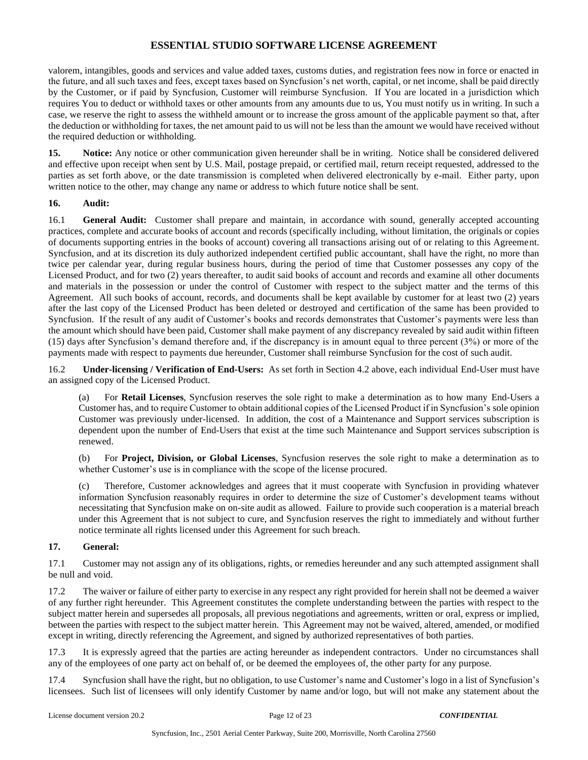valorem, intangibles, goods and services and value added taxes, customs duties, and registration fees now in force or enacted in the future, and all such taxes and fees, except taxes based on Syncfusion's net worth, capital, or net income, shall be paid directly by the Customer, or if paid by Syncfusion, Customer will reimburse Syncfusion. If You are located in a jurisdiction which requires You to deduct or withhold taxes or other amounts from any amounts due to us, You must notify us in writing. In such a case, we reserve the right to assess the withheld amount or to increase the gross amount of the applicable payment so that, after the deduction or withholding for taxes, the net amount paid to us will not be less than the amount we would have received without the required deduction or withholding.

**15. Notice:** Any notice or other communication given hereunder shall be in writing. Notice shall be considered delivered and effective upon receipt when sent by U.S. Mail, postage prepaid, or certified mail, return receipt requested, addressed to the parties as set forth above, or the date transmission is completed when delivered electronically by e-mail. Either party, upon written notice to the other, may change any name or address to which future notice shall be sent.

**16. Audit:**

16.1 **General Audit:** Customer shall prepare and maintain, in accordance with sound, generally accepted accounting practices, complete and accurate books of account and records (specifically including, without limitation, the originals or copies of documents supporting entries in the books of account) covering all transactions arising out of or relating to this Agreement. Syncfusion, and at its discretion its duly authorized independent certified public accountant, shall have the right, no more than twice per calendar year, during regular business hours, during the period of time that Customer possesses any copy of the Licensed Product, and for two (2) years thereafter, to audit said books of account and records and examine all other documents and materials in the possession or under the control of Customer with respect to the subject matter and the terms of this Agreement. All such books of account, records, and documents shall be kept available by customer for at least two (2) years after the last copy of the Licensed Product has been deleted or destroyed and certification of the same has been provided to Syncfusion. If the result of any audit of Customer's books and records demonstrates that Customer's payments were less than the amount which should have been paid, Customer shall make payment of any discrepancy revealed by said audit within fifteen (15) days after Syncfusion's demand therefore and, if the discrepancy is in amount equal to three percent (3%) or more of the payments made with respect to payments due hereunder, Customer shall reimburse Syncfusion for the cost of such audit.

16.2 **Under-licensing / Verification of End-Users:** As set forth in Section 4.2 above, each individual End-User must have an assigned copy of the Licensed Product.

(a) For **Retail Licenses**, Syncfusion reserves the sole right to make a determination as to how many End-Users a Customer has, and to require Customer to obtain additional copies of the Licensed Product if in Syncfusion's sole opinion Customer was previously under-licensed. In addition, the cost of a Maintenance and Support services subscription is dependent upon the number of End-Users that exist at the time such Maintenance and Support services subscription is renewed.

(b) For **Project, Division, or Global Licenses**, Syncfusion reserves the sole right to make a determination as to whether Customer's use is in compliance with the scope of the license procured.

(c) Therefore, Customer acknowledges and agrees that it must cooperate with Syncfusion in providing whatever information Syncfusion reasonably requires in order to determine the size of Customer's development teams without necessitating that Syncfusion make on on-site audit as allowed. Failure to provide such cooperation is a material breach under this Agreement that is not subject to cure, and Syncfusion reserves the right to immediately and without further notice terminate all rights licensed under this Agreement for such breach.

**17. General:**

17.1 Customer may not assign any of its obligations, rights, or remedies hereunder and any such attempted assignment shall be null and void.

17.2 The waiver or failure of either party to exercise in any respect any right provided for herein shall not be deemed a waiver of any further right hereunder. This Agreement constitutes the complete understanding between the parties with respect to the subject matter herein and supersedes all proposals, all previous negotiations and agreements, written or oral, express or implied, between the parties with respect to the subject matter herein. This Agreement may not be waived, altered, amended, or modified except in writing, directly referencing the Agreement, and signed by authorized representatives of both parties.

17.3 It is expressly agreed that the parties are acting hereunder as independent contractors. Under no circumstances shall any of the employees of one party act on behalf of, or be deemed the employees of, the other party for any purpose.

17.4 Syncfusion shall have the right, but no obligation, to use Customer's name and Customer's logo in a list of Syncfusion's licensees. Such list of licensees will only identify Customer by name and/or logo, but will not make any statement about the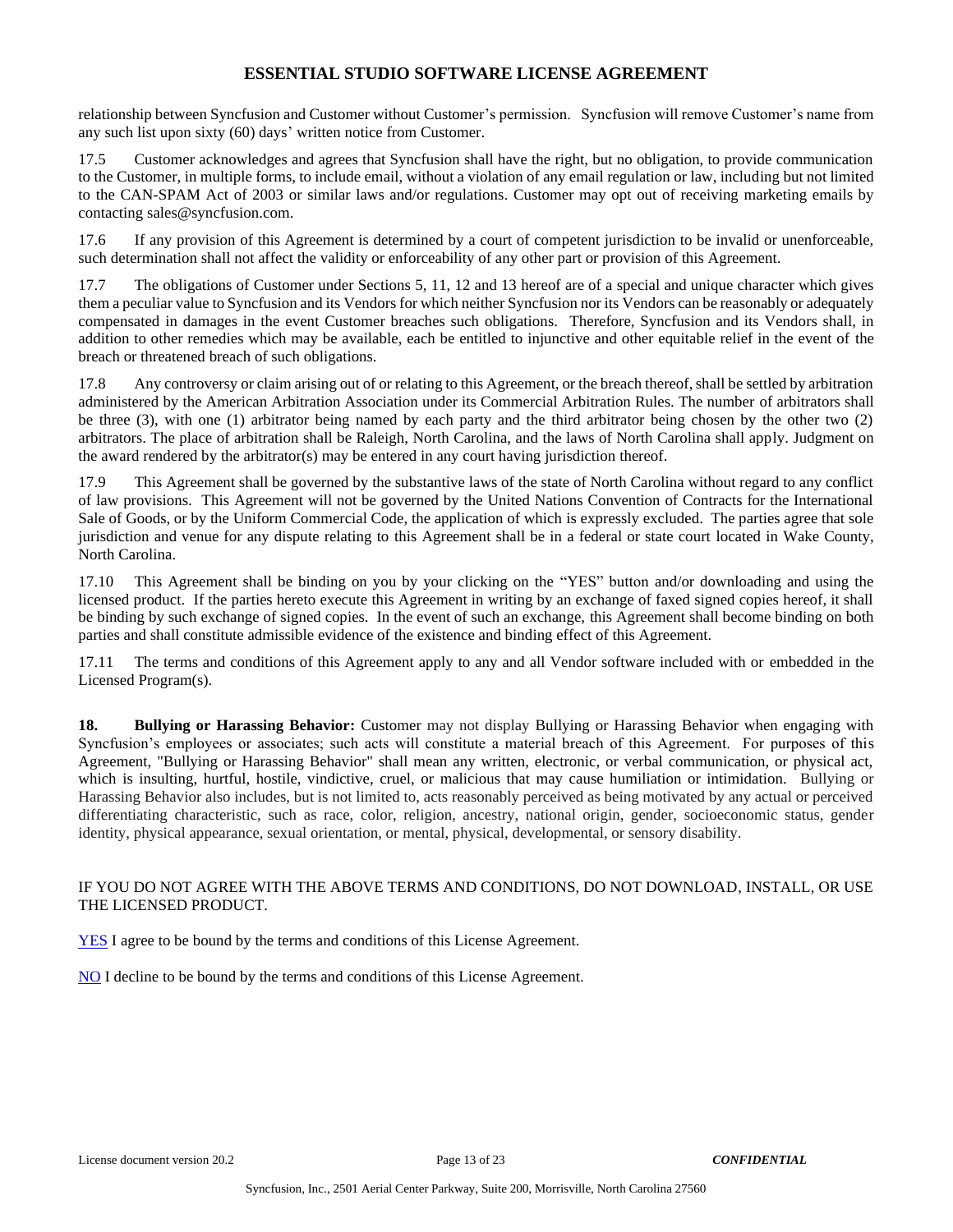relationship between Syncfusion and Customer without Customer's permission. Syncfusion will remove Customer's name from any such list upon sixty (60) days' written notice from Customer.

17.5 Customer acknowledges and agrees that Syncfusion shall have the right, but no obligation, to provide communication to the Customer, in multiple forms, to include email, without a violation of any email regulation or law, including but not limited to the CAN-SPAM Act of 2003 or similar laws and/or regulations. Customer may opt out of receiving marketing emails by contacting sales@syncfusion.com.

17.6 If any provision of this Agreement is determined by a court of competent jurisdiction to be invalid or unenforceable, such determination shall not affect the validity or enforceability of any other part or provision of this Agreement.

17.7 The obligations of Customer under Sections 5, 11, 12 and 13 hereof are of a special and unique character which gives them a peculiar value to Syncfusion and its Vendors for which neither Syncfusion nor its Vendors can be reasonably or adequately compensated in damages in the event Customer breaches such obligations. Therefore, Syncfusion and its Vendors shall, in addition to other remedies which may be available, each be entitled to injunctive and other equitable relief in the event of the breach or threatened breach of such obligations.

17.8 Any controversy or claim arising out of or relating to this Agreement, or the breach thereof, shall be settled by arbitration administered by the American Arbitration Association under its Commercial Arbitration Rules. The number of arbitrators shall be three (3), with one (1) arbitrator being named by each party and the third arbitrator being chosen by the other two (2) arbitrators. The place of arbitration shall be Raleigh, North Carolina, and the laws of North Carolina shall apply. Judgment on the award rendered by the arbitrator(s) may be entered in any court having jurisdiction thereof.

17.9 This Agreement shall be governed by the substantive laws of the state of North Carolina without regard to any conflict of law provisions. This Agreement will not be governed by the United Nations Convention of Contracts for the International Sale of Goods, or by the Uniform Commercial Code, the application of which is expressly excluded. The parties agree that sole jurisdiction and venue for any dispute relating to this Agreement shall be in a federal or state court located in Wake County, North Carolina.

17.10 This Agreement shall be binding on you by your clicking on the "YES" button and/or downloading and using the licensed product. If the parties hereto execute this Agreement in writing by an exchange of faxed signed copies hereof, it shall be binding by such exchange of signed copies. In the event of such an exchange, this Agreement shall become binding on both parties and shall constitute admissible evidence of the existence and binding effect of this Agreement.

17.11 The terms and conditions of this Agreement apply to any and all Vendor software included with or embedded in the Licensed Program(s).

**18. Bullying or Harassing Behavior:** Customer may not display Bullying or Harassing Behavior when engaging with Syncfusion's employees or associates; such acts will constitute a material breach of this Agreement. For purposes of this Agreement, "Bullying or Harassing Behavior" shall mean any written, electronic, or verbal communication, or physical act, which is insulting, hurtful, hostile, vindictive, cruel, or malicious that may cause humiliation or intimidation. Bullying or Harassing Behavior also includes, but is not limited to, acts reasonably perceived as being motivated by any actual or perceived differentiating characteristic, such as race, color, religion, ancestry, national origin, gender, socioeconomic status, gender identity, physical appearance, sexual orientation, or mental, physical, developmental, or sensory disability.

IF YOU DO NOT AGREE WITH THE ABOVE TERMS AND CONDITIONS, DO NOT DOWNLOAD, INSTALL, OR USE THE LICENSED PRODUCT.

YES I agree to be bound by the terms and conditions of this License Agreement.

NO I decline to be bound by the terms and conditions of this License Agreement.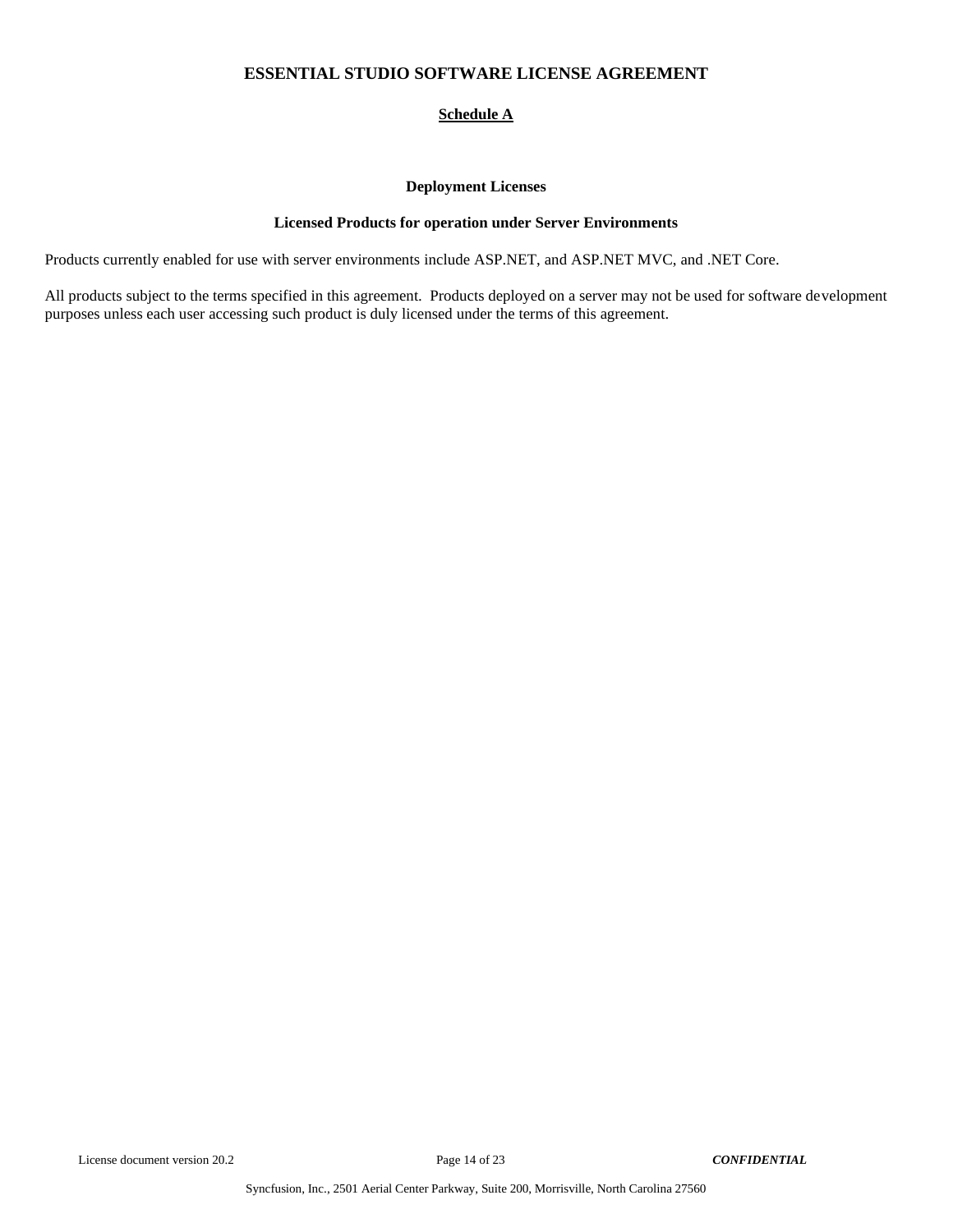# ESSENTIAL STUDIO SOFTWARE LICENSE AGREEMENT

## Schedule A

### Deployment Licenses

### Licensed Products for operation under Server Environments

Products currently enabled for use with server environments include ASP.NET, and ASP.NET MVC, and .NET Core.

All products subject to the terms specified in this agreement. Products deployed on a server may not be used for software development purposes unless each user accessing such product is duly licensed under the terms of this agreement.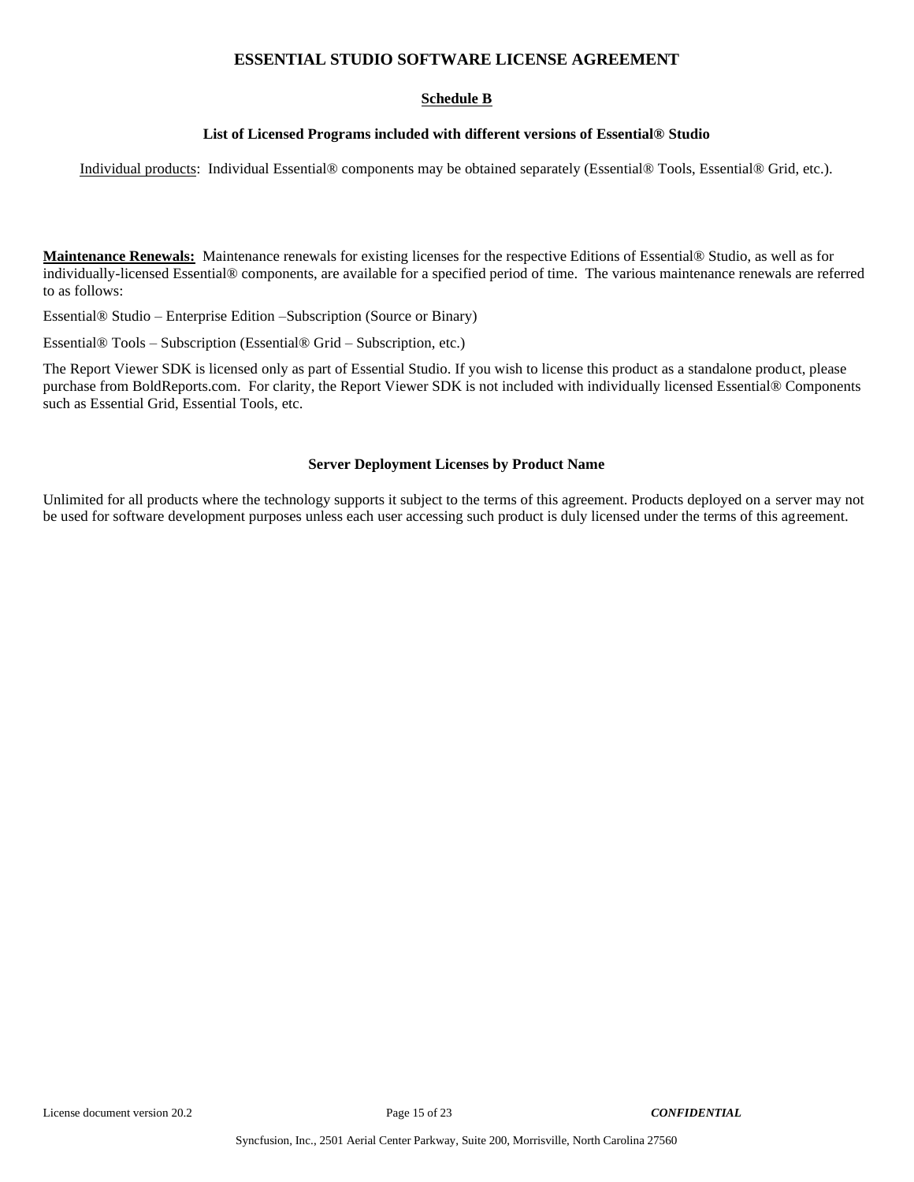## ESSENTIAL STUDIO SOFTWARE LICENSE AGREEMENT

### Schedule B

**List of Licensed Programs included with different versions of Essential® Studio**

Individual products: Individual Essential® components may be obtained separately (Essential® Tools, Essential® Grid, etc.).

**Maintenance Renewals:** Maintenance renewals for existing licenses for the respective Editions of Essential® Studio, as well as for individually-licensed Essential® components, are available for a specified period of time. The various maintenance renewals are referred to as follows:

Essential® Studio – Enterprise Edition –Subscription (Source or Binary)

Essential® Tools – Subscription (Essential® Grid – Subscription, etc.)

The Report Viewer SDK is licensed only as part of Essential Studio. If you wish to license this product as a standalone product, please purchase from BoldReports.com. For clarity, the Report Viewer SDK is not included with individually licensed Essential® Components such as Essential Grid, Essential Tools, etc.

**Server Deployment Licenses by Product Name**

Unlimited for all products where the technology supports it subject to the terms of this agreement. Products deployed on a server may not be used for software development purposes unless each user accessing such product is duly licensed under the terms of this agreement.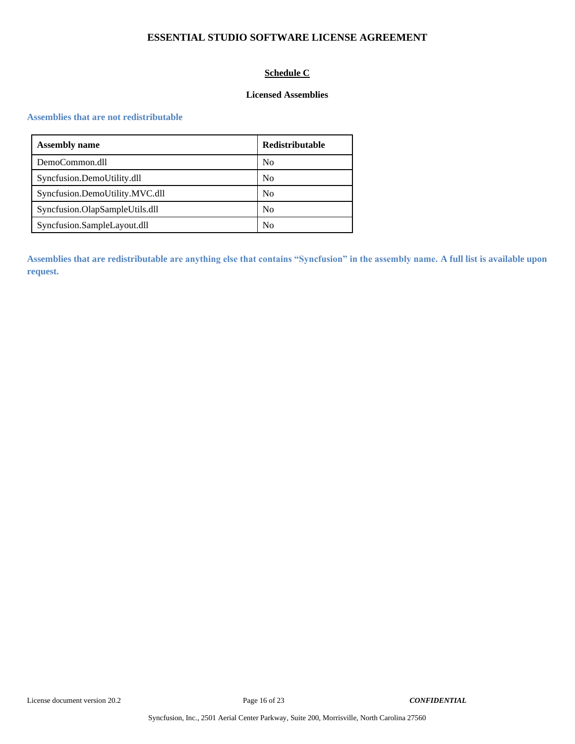# ESSENTIAL STUDIO SOFTWARE LICENSE AGREEMENT

## Schedule C

### Licensed Assemblies

**Assemblies that are not redistributable**

| Assembly name | Redistributable |
|---|---|
| DemoCommon.dll | No |
| Syncfusion.DemoUtility.dll | No |
| Syncfusion.DemoUtility.MVC.dll | No |
| Syncfusion.OlapSampleUtils.dll | No |
| Syncfusion.SampleLayout.dll | No |

**Assemblies that are redistributable are anything else that contains "Syncfusion" in the assembly name. A full list is available upon request.**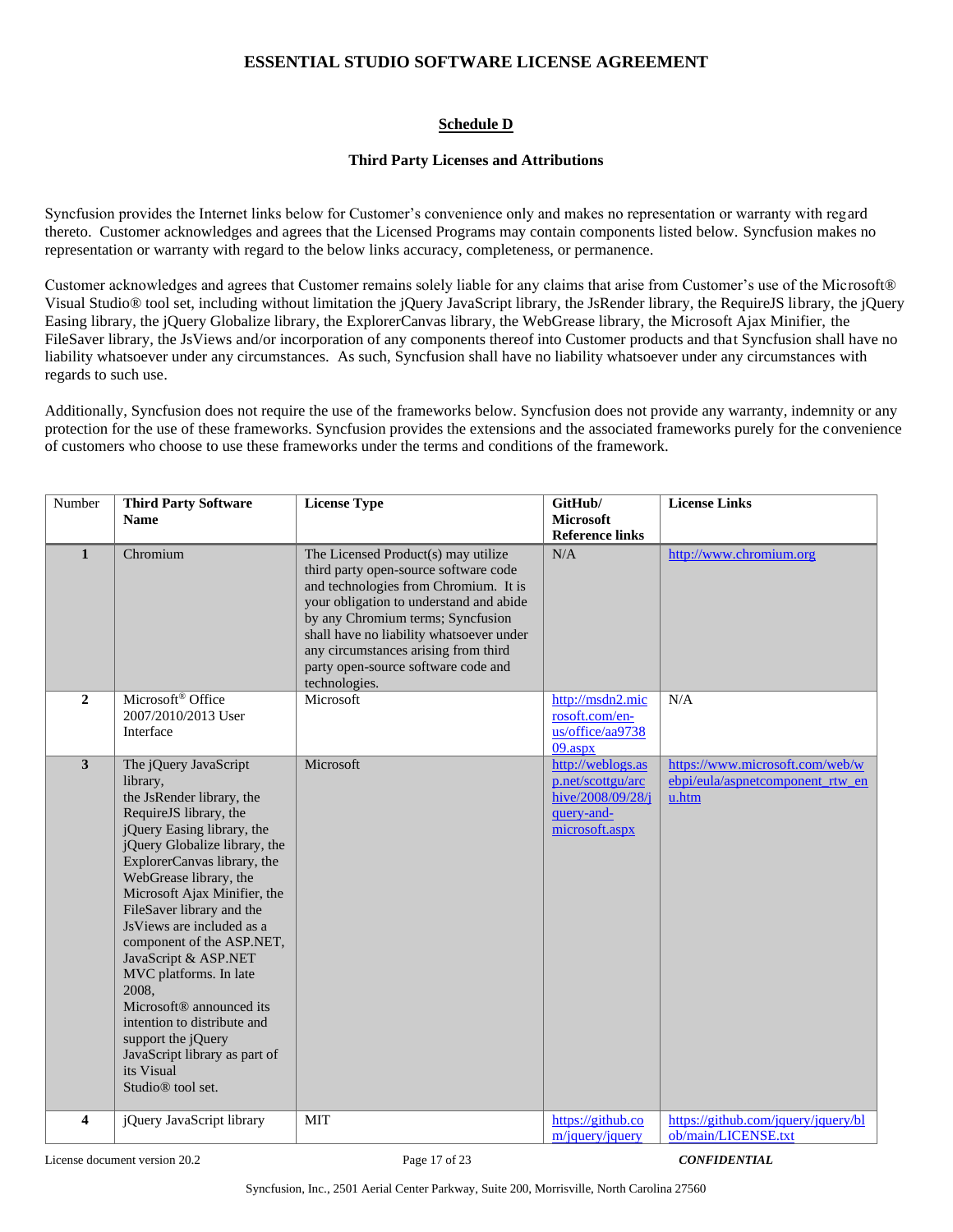## ESSENTIAL STUDIO SOFTWARE LICENSE AGREEMENT

### Schedule D

### Third Party Licenses and Attributions

Syncfusion provides the Internet links below for Customer's convenience only and makes no representation or warranty with regard thereto. Customer acknowledges and agrees that the Licensed Programs may contain components listed below. Syncfusion makes no representation or warranty with regard to the below links accuracy, completeness, or permanence.

Customer acknowledges and agrees that Customer remains solely liable for any claims that arise from Customer's use of the Microsoft® Visual Studio® tool set, including without limitation the jQuery JavaScript library, the JsRender library, the RequireJS library, the jQuery Easing library, the jQuery Globalize library, the ExplorerCanvas library, the WebGrease library, the Microsoft Ajax Minifier, the FileSaver library, the JsViews and/or incorporation of any components thereof into Customer products and that Syncfusion shall have no liability whatsoever under any circumstances. As such, Syncfusion shall have no liability whatsoever under any circumstances with regards to such use.

Additionally, Syncfusion does not require the use of the frameworks below. Syncfusion does not provide any warranty, indemnity or any protection for the use of these frameworks. Syncfusion provides the extensions and the associated frameworks purely for the convenience of customers who choose to use these frameworks under the terms and conditions of the framework.

| Number | Third Party Software Name | License Type | GitHub/ Microsoft Reference links | License Links |
|---|---|---|---|---|
| **1** | Chromium | The Licensed Product(s) may utilize third party open-source software code and technologies from Chromium. It is your obligation to understand and abide by any Chromium terms; Syncfusion shall have no liability whatsoever under any circumstances arising from third party open-source software code and technologies. | N/A | http://www.chromium.org |
| **2** | Microsoft® Office 2007/2010/2013 User Interface | Microsoft | http://msdn2.microsoft.com/en-us/office/aa973809.aspx | N/A |
| **3** | The jQuery JavaScript library, the JsRender library, the RequireJS library, the jQuery Easing library, the jQuery Globalize library, the ExplorerCanvas library, the WebGrease library, the Microsoft Ajax Minifier, the FileSaver library and the JsViews are included as a component of the ASP.NET, JavaScript & ASP.NET MVC platforms. In late 2008, Microsoft® announced its intention to distribute and support the jQuery JavaScript library as part of its Visual Studio® tool set. | Microsoft | http://weblogs.asp.net/scottgu/archive/2008/09/28/jquery-and-microsoft.aspx | https://www.microsoft.com/web/webpi/eula/aspnetcomponent_rtw_enu.htm |
| **4** | jQuery JavaScript library | MIT | https://github.com/jquery/jquery | https://github.com/jquery/jquery/blob/main/LICENSE.txt |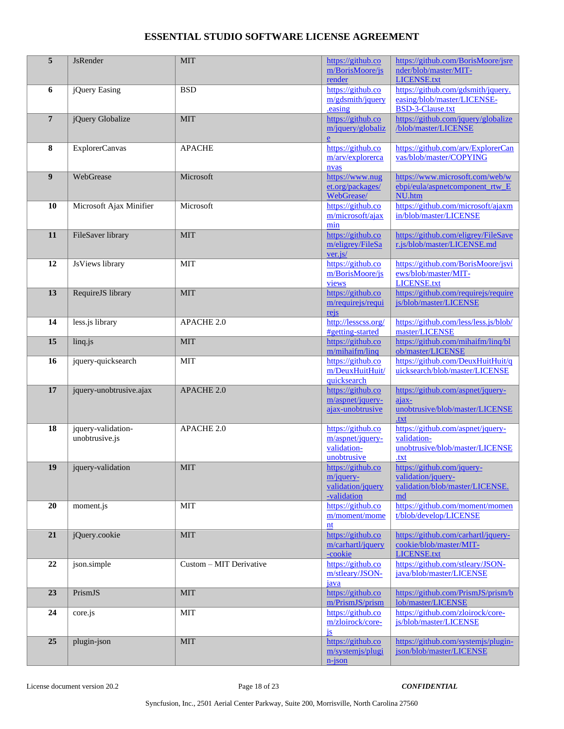# ESSENTIAL STUDIO SOFTWARE LICENSE AGREEMENT

| | | | | |
|---|---|---|---|---|
| **5** | JsRender | MIT | https://github.com/BorisMoore/jsrender | https://github.com/BorisMoore/jsrender/blob/master/MIT-LICENSE.txt |
| **6** | jQuery Easing | BSD | https://github.com/gdsmith/jquery.easing | https://github.com/gdsmith/jquery.easing/blob/master/LICENSE-BSD-3-Clause.txt |
| **7** | jQuery Globalize | MIT | https://github.com/jquery/globalize | https://github.com/jquery/globalize/blob/master/LICENSE |
| **8** | ExplorerCanvas | APACHE | https://github.com/arv/explorercanvas | https://github.com/arv/ExplorerCanvas/blob/master/COPYING |
| **9** | WebGrease | Microsoft | https://www.nuget.org/packages/WebGrease/ | https://www.microsoft.com/web/webpi/eula/aspnetcomponent_rtw_ENU.htm |
| **10** | Microsoft Ajax Minifier | Microsoft | https://github.com/microsoft/ajaxmin | https://github.com/microsoft/ajaxmin/blob/master/LICENSE |
| **11** | FileSaver library | MIT | https://github.com/eligrey/FileSaver.js/ | https://github.com/eligrey/FileSaver.js/blob/master/LICENSE.md |
| **12** | JsViews library | MIT | https://github.com/BorisMoore/jsviews | https://github.com/BorisMoore/jsviews/blob/master/MIT-LICENSE.txt |
| **13** | RequireJS library | MIT | https://github.com/requirejs/requirejs | https://github.com/requirejs/requirejs/blob/master/LICENSE |
| **14** | less.js library | APACHE 2.0 | http://lesscss.org/#getting-started | https://github.com/less/less.js/blob/master/LICENSE |
| **15** | linq.js | MIT | https://github.com/mihaifm/linq | https://github.com/mihaifm/linq/blob/master/LICENSE |
| **16** | jquery-quicksearch | MIT | https://github.com/DeuxHuitHuit/quicksearch | https://github.com/DeuxHuitHuit/quicksearch/blob/master/LICENSE |
| **17** | jquery-unobtrusive.ajax | APACHE 2.0 | https://github.com/aspnet/jquery-ajax-unobtrusive | https://github.com/aspnet/jquery-ajax-unobtrusive/blob/master/LICENSE.txt |
| **18** | jquery-validation-unobtrusive.js | APACHE 2.0 | https://github.com/aspnet/jquery-validation-unobtrusive | https://github.com/aspnet/jquery-validation-unobtrusive/blob/master/LICENSE.txt |
| **19** | jquery-validation | MIT | https://github.com/jquery-validation/jquery-validation | https://github.com/jquery-validation/jquery-validation/blob/master/LICENSE.md |
| **20** | moment.js | MIT | https://github.com/moment/moment | https://github.com/moment/moment/blob/develop/LICENSE |
| **21** | jQuery.cookie | MIT | https://github.com/carhartl/jquery-cookie | https://github.com/carhartl/jquery-cookie/blob/master/MIT-LICENSE.txt |
| **22** | json.simple | Custom – MIT Derivative | https://github.com/stleary/JSON-java | https://github.com/stleary/JSON-java/blob/master/LICENSE |
| **23** | PrismJS | MIT | https://github.com/PrismJS/prism | https://github.com/PrismJS/prism/blob/master/LICENSE |
| **24** | core.js | MIT | https://github.com/zloirock/core-js | https://github.com/zloirock/core-js/blob/master/LICENSE |
| **25** | plugin-json | MIT | https://github.com/systemjs/plugin-json | https://github.com/systemjs/plugin-json/blob/master/LICENSE |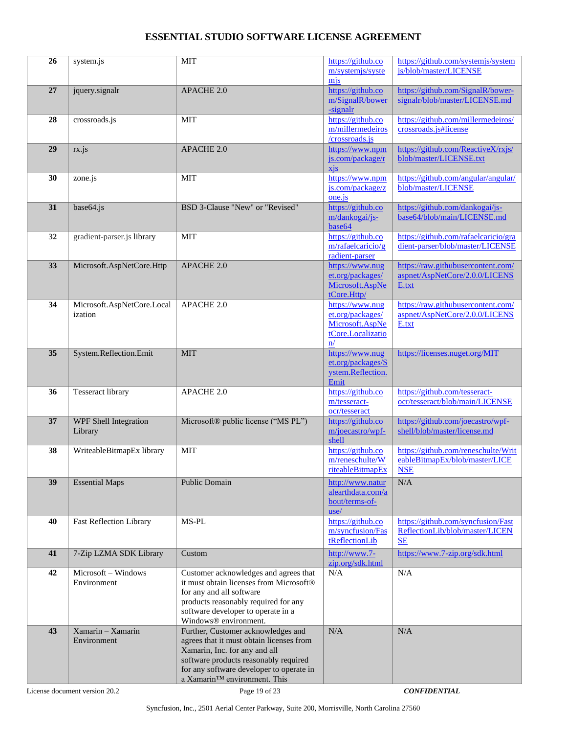| 26 | system.js | MIT | https://github.com/systemjs/systemjs | https://github.com/systemjs/systemjs/blob/master/LICENSE |
|---|---|---|---|---|
| 27 | jquery.signalr | APACHE 2.0 | https://github.com/SignalR/bower-signalr | https://github.com/SignalR/bower-signalr/blob/master/LICENSE.md |
| 28 | crossroads.js | MIT | https://github.com/millermedeiros/crossroads.js | https://github.com/millermedeiros/crossroads.js#license |
| 29 | rx.js | APACHE 2.0 | https://www.npmjs.com/package/rxjs | https://github.com/ReactiveX/rxjs/blob/master/LICENSE.txt |
| 30 | zone.js | MIT | https://www.npmjs.com/package/zone.js | https://github.com/angular/angular/blob/master/LICENSE |
| 31 | base64.js | BSD 3-Clause "New" or "Revised" | https://github.com/dankogai/js-base64 | https://github.com/dankogai/js-base64/blob/main/LICENSE.md |
| 32 | gradient-parser.js library | MIT | https://github.com/rafaelcaricio/gradient-parser | https://github.com/rafaelcaricio/gradient-parser/blob/master/LICENSE |
| 33 | Microsoft.AspNetCore.Http | APACHE 2.0 | https://www.nuget.org/packages/Microsoft.AspNetCore.Http/ | https://raw.githubusercontent.com/aspnet/AspNetCore/2.0.0/LICENSE.txt |
| 34 | Microsoft.AspNetCore.Localization | APACHE 2.0 | https://www.nuget.org/packages/Microsoft.AspNetCore.Localization/ | https://raw.githubusercontent.com/aspnet/AspNetCore/2.0.0/LICENSE.txt |
| 35 | System.Reflection.Emit | MIT | https://www.nuget.org/packages/System.Reflection.Emit | https://licenses.nuget.org/MIT |
| 36 | Tesseract library | APACHE 2.0 | https://github.com/tesseract-ocr/tesseract | https://github.com/tesseract-ocr/tesseract/blob/main/LICENSE |
| 37 | WPF Shell Integration Library | Microsoft® public license ("MS PL") | https://github.com/joecastro/wpf-shell | https://github.com/joecastro/wpf-shell/blob/master/license.md |
| 38 | WriteableBitmapEx library | MIT | https://github.com/reneschulte/WriteableBitmapEx | https://github.com/reneschulte/WriteableBitmapEx/blob/master/LICENSE |
| 39 | Essential Maps | Public Domain | http://www.naturalearthdata.com/about/terms-of-use/ | N/A |
| 40 | Fast Reflection Library | MS-PL | https://github.com/syncfusion/FastReflectionLib | https://github.com/syncfusion/FastReflectionLib/blob/master/LICENSE |
| 41 | 7-Zip LZMA SDK Library | Custom | http://www.7-zip.org/sdk.html | https://www.7-zip.org/sdk.html |
| 42 | Microsoft – Windows Environment | Customer acknowledges and agrees that it must obtain licenses from Microsoft® for any and all software products reasonably required for any software developer to operate in a Windows® environment. | N/A | N/A |
| 43 | Xamarin – Xamarin Environment | Further, Customer acknowledges and agrees that it must obtain licenses from Xamarin, Inc. for any and all software products reasonably required for any software developer to operate in a Xamarin™ environment. This | N/A | N/A |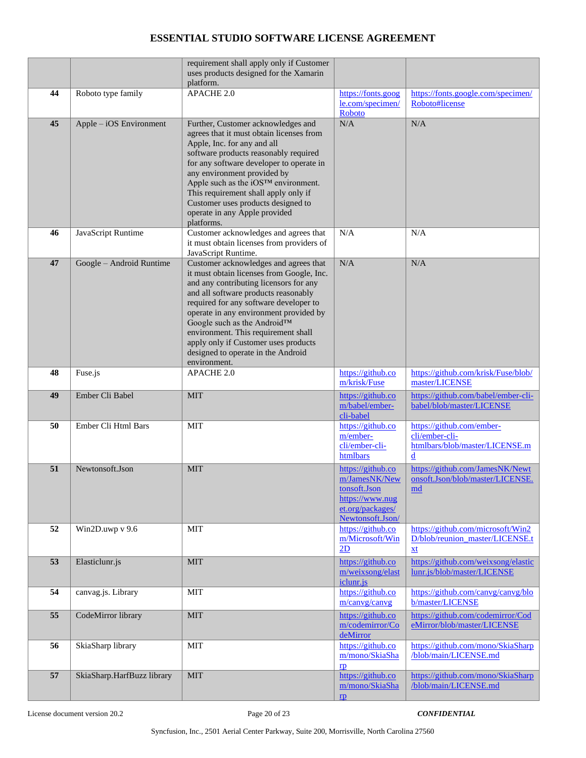|  |  | requirement shall apply only if Customer uses products designed for the Xamarin platform. |  |  |
|---|---|---|---|---|
| 44 | Roboto type family | APACHE 2.0 | https://fonts.google.com/specimen/Roboto | https://fonts.google.com/specimen/Roboto#license |
| 45 | Apple – iOS Environment | Further, Customer acknowledges and agrees that it must obtain licenses from Apple, Inc. for any and all software products reasonably required for any software developer to operate in any environment provided by Apple such as the iOS™ environment. This requirement shall apply only if Customer uses products designed to operate in any Apple provided platforms. | N/A | N/A |
| 46 | JavaScript Runtime | Customer acknowledges and agrees that it must obtain licenses from providers of JavaScript Runtime. | N/A | N/A |
| 47 | Google – Android Runtime | Customer acknowledges and agrees that it must obtain licenses from Google, Inc. and any contributing licensors for any and all software products reasonably required for any software developer to operate in any environment provided by Google such as the Android™ environment. This requirement shall apply only if Customer uses products designed to operate in the Android environment. | N/A | N/A |
| 48 | Fuse.js | APACHE 2.0 | https://github.com/krisk/Fuse | https://github.com/krisk/Fuse/blob/master/LICENSE |
| 49 | Ember Cli Babel | MIT | https://github.com/babel/ember-cli-babel | https://github.com/babel/ember-cli-babel/blob/master/LICENSE |
| 50 | Ember Cli Html Bars | MIT | https://github.com/ember-cli/ember-cli-htmlbars | https://github.com/ember-cli/ember-cli-htmlbars/blob/master/LICENSE.md |
| 51 | Newtonsoft.Json | MIT | https://github.com/JamesNK/Newtonsoft.Json https://www.nuget.org/packages/Newtonsoft.Json/ | https://github.com/JamesNK/Newtonsoft.Json/blob/master/LICENSE.md |
| 52 | Win2D.uwp v 9.6 | MIT | https://github.com/Microsoft/Win2D | https://github.com/microsoft/Win2D/blob/reunion_master/LICENSE.txt |
| 53 | Elasticlunr.js | MIT | https://github.com/weixsong/elasticlunr.js | https://github.com/weixsong/elasticlunr.js/blob/master/LICENSE |
| 54 | canvag.js. Library | MIT | https://github.com/canvg/canvg | https://github.com/canvg/canvg/blob/master/LICENSE |
| 55 | CodeMirror library | MIT | https://github.com/codemirror/CodeMirror | https://github.com/codemirror/CodeMirror/blob/master/LICENSE |
| 56 | SkiaSharp library | MIT | https://github.com/mono/SkiaSharp | https://github.com/mono/SkiaSharp/blob/main/LICENSE.md |
| 57 | SkiaSharp.HarfBuzz library | MIT | https://github.com/mono/SkiaSharp | https://github.com/mono/SkiaSharp/blob/main/LICENSE.md |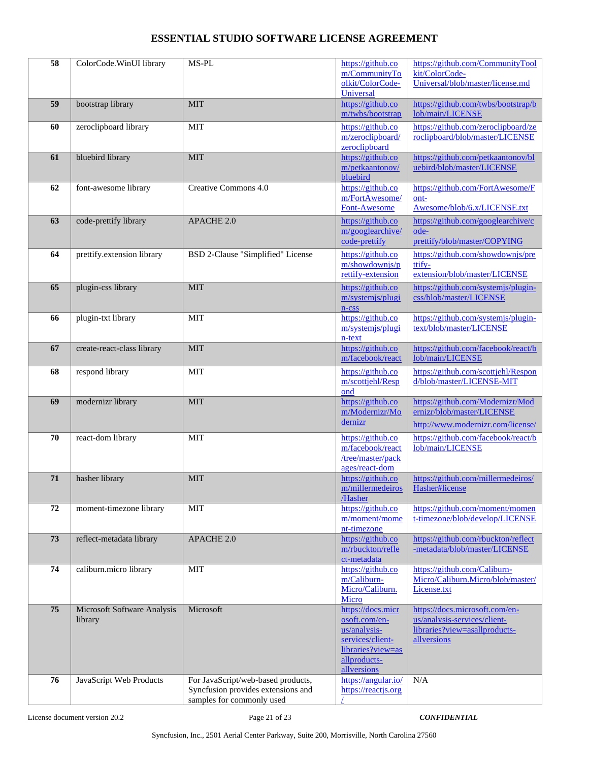| 58 | ColorCode.WinUI library | MS-PL | https://github.com/CommunityToolkit/ColorCode-Universal | https://github.com/CommunityToolkit/ColorCode-Universal/blob/master/license.md |
|---|---|---|---|---|
| 59 | bootstrap library | MIT | https://github.com/twbs/bootstrap | https://github.com/twbs/bootstrap/blob/main/LICENSE |
| 60 | zeroclipboard library | MIT | https://github.com/zeroclipboard/zeroclipboard | https://github.com/zeroclipboard/zeroclipboard/blob/master/LICENSE |
| 61 | bluebird library | MIT | https://github.com/petkaantonov/bluebird | https://github.com/petkaantonov/bluebird/blob/master/LICENSE |
| 62 | font-awesome library | Creative Commons 4.0 | https://github.com/FortAwesome/Font-Awesome | https://github.com/FortAwesome/Font-Awesome/blob/6.x/LICENSE.txt |
| 63 | code-prettify library | APACHE 2.0 | https://github.com/googlearchive/code-prettify | https://github.com/googlearchive/code-prettify/blob/master/COPYING |
| 64 | prettify.extension library | BSD 2-Clause "Simplified" License | https://github.com/showdownjs/prettify-extension | https://github.com/showdownjs/prettify-extension/blob/master/LICENSE |
| 65 | plugin-css library | MIT | https://github.com/systemjs/plugin-css | https://github.com/systemjs/plugin-css/blob/master/LICENSE |
| 66 | plugin-txt library | MIT | https://github.com/systemjs/plugin-text | https://github.com/systemjs/plugin-text/blob/master/LICENSE |
| 67 | create-react-class library | MIT | https://github.com/facebook/react | https://github.com/facebook/react/blob/main/LICENSE |
| 68 | respond library | MIT | https://github.com/scottjehl/Respond | https://github.com/scottjehl/Respond/blob/master/LICENSE-MIT |
| 69 | modernizr library | MIT | https://github.com/Modernizr/Modernizr | https://github.com/Modernizr/Modernizr/blob/master/LICENSE http://www.modernizr.com/license/ |
| 70 | react-dom library | MIT | https://github.com/facebook/react/tree/master/packages/react-dom | https://github.com/facebook/react/blob/main/LICENSE |
| 71 | hasher library | MIT | https://github.com/millermedeiros/Hasher | https://github.com/millermedeiros/Hasher#license |
| 72 | moment-timezone library | MIT | https://github.com/moment/moment-timezone | https://github.com/moment/moment-timezone/blob/develop/LICENSE |
| 73 | reflect-metadata library | APACHE 2.0 | https://github.com/rbuckton/reflect-metadata | https://github.com/rbuckton/reflect-metadata/blob/master/LICENSE |
| 74 | caliburn.micro library | MIT | https://github.com/Caliburn-Micro/Caliburn.Micro | https://github.com/Caliburn-Micro/Caliburn.Micro/blob/master/License.txt |
| 75 | Microsoft Software Analysis library | Microsoft | https://docs.microsoft.com/en-us/analysis-services/client-libraries?view=asallproducts-allversions | https://docs.microsoft.com/en-us/analysis-services/client-libraries?view=asallproducts-allversions |
| 76 | JavaScript Web Products | For JavaScript/web-based products, Syncfusion provides extensions and samples for commonly used | https://angular.io/ https://reactjs.org/ | N/A |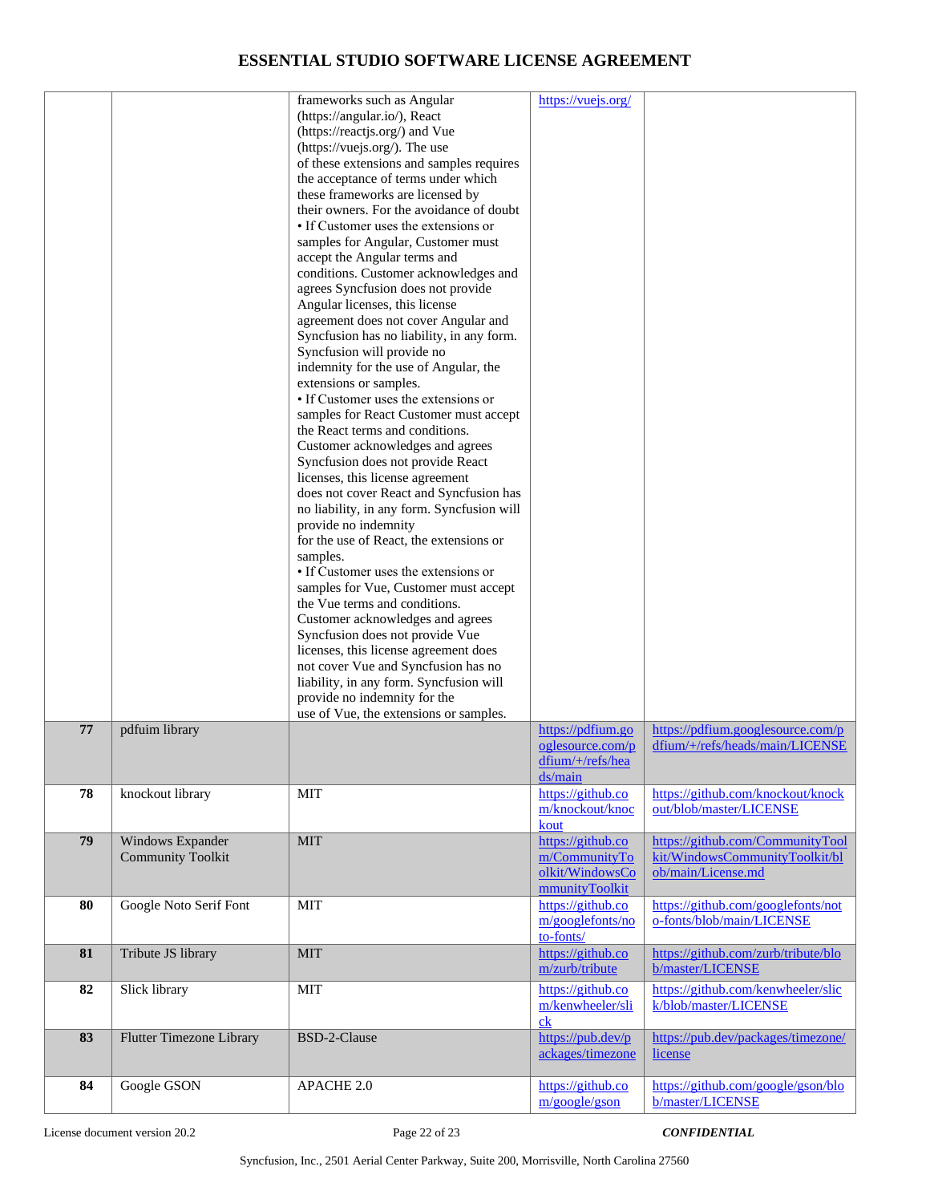| | | | | |
|---|---|---|---|---|
| | | frameworks such as Angular (https://angular.io/), React (https://reactjs.org/) and Vue (https://vuejs.org/). The use of these extensions and samples requires the acceptance of terms under which these frameworks are licensed by their owners. For the avoidance of doubt • If Customer uses the extensions or samples for Angular, Customer must accept the Angular terms and conditions. Customer acknowledges and agrees Syncfusion does not provide Angular licenses, this license agreement does not cover Angular and Syncfusion has no liability, in any form. Syncfusion will provide no indemnity for the use of Angular, the extensions or samples. • If Customer uses the extensions or samples for React Customer must accept the React terms and conditions. Customer acknowledges and agrees Syncfusion does not provide React licenses, this license agreement does not cover React and Syncfusion has no liability, in any form. Syncfusion will provide no indemnity for the use of React, the extensions or samples. • If Customer uses the extensions or samples for Vue, Customer must accept the Vue terms and conditions. Customer acknowledges and agrees Syncfusion does not provide Vue licenses, this license agreement does not cover Vue and Syncfusion has no liability, in any form. Syncfusion will provide no indemnity for the use of Vue, the extensions or samples. | https://vuejs.org/ | |
| **77** | pdfuim library | | https://pdfium.googlesource.com/pdfium/+/refs/heads/main | https://pdfium.googlesource.com/pdfium/+/refs/heads/main/LICENSE |
| **78** | knockout library | MIT | https://github.com/knockout/knockout | https://github.com/knockout/knockout/blob/master/LICENSE |
| **79** | Windows Expander Community Toolkit | MIT | https://github.com/CommunityToolkit/WindowsCommunityToolkit | https://github.com/CommunityToolkit/WindowsCommunityToolkit/blob/main/License.md |
| **80** | Google Noto Serif Font | MIT | https://github.com/googlefonts/noto-fonts/ | https://github.com/googlefonts/noto-fonts/blob/main/LICENSE |
| **81** | Tribute JS library | MIT | https://github.com/zurb/tribute | https://github.com/zurb/tribute/blob/master/LICENSE |
| **82** | Slick library | MIT | https://github.com/kenwheeler/slick | https://github.com/kenwheeler/slick/blob/master/LICENSE |
| **83** | Flutter Timezone Library | BSD-2-Clause | https://pub.dev/packages/timezone | https://pub.dev/packages/timezone/license |
| **84** | Google GSON | APACHE 2.0 | https://github.com/google/gson | https://github.com/google/gson/blob/master/LICENSE |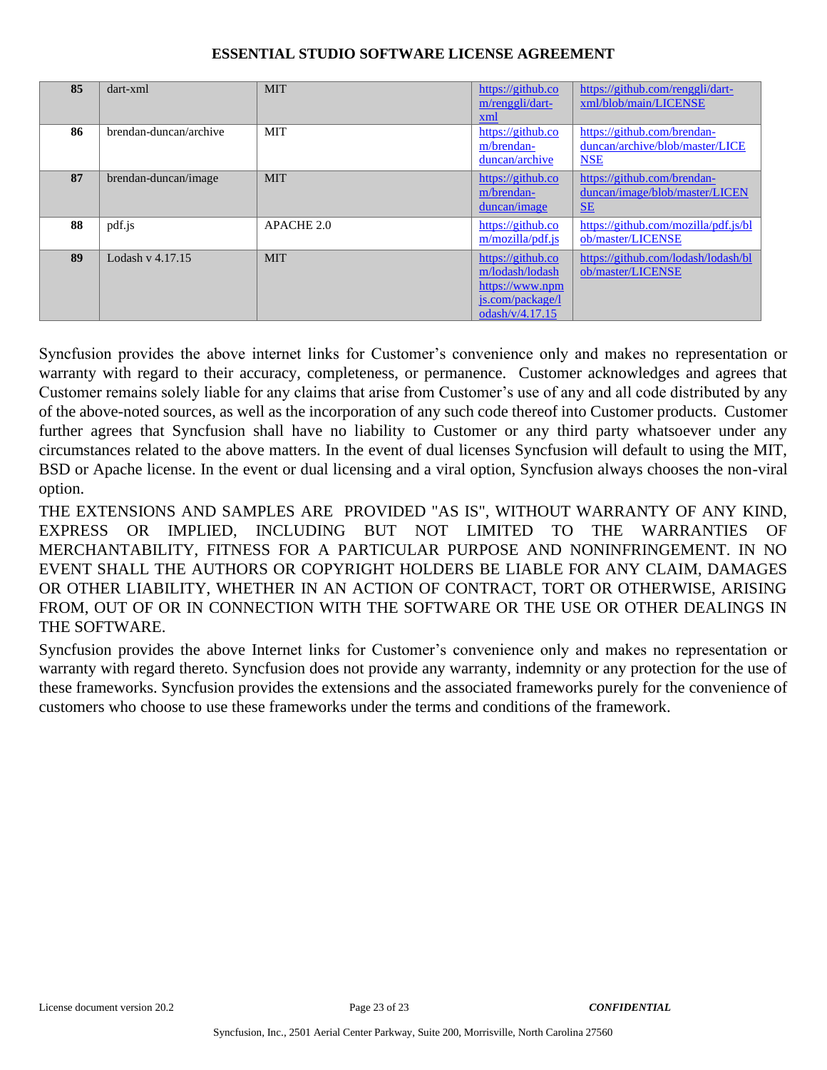| | | | | |
|---|---|---|---|---|
| **85** | dart-xml | MIT | https://github.com/renggli/dart-xml | https://github.com/renggli/dart-xml/blob/main/LICENSE |
| **86** | brendan-duncan/archive | MIT | https://github.com/brendan-duncan/archive | https://github.com/brendan-duncan/archive/blob/master/LICENSE |
| **87** | brendan-duncan/image | MIT | https://github.com/brendan-duncan/image | https://github.com/brendan-duncan/image/blob/master/LICENSE |
| **88** | pdf.js | APACHE 2.0 | https://github.com/mozilla/pdf.js | https://github.com/mozilla/pdf.js/blob/master/LICENSE |
| **89** | Lodash v 4.17.15 | MIT | https://github.com/lodash/lodash https://www.npmjs.com/package/lodash/v/4.17.15 | https://github.com/lodash/lodash/blob/master/LICENSE |

Syncfusion provides the above internet links for Customer's convenience only and makes no representation or warranty with regard to their accuracy, completeness, or permanence. Customer acknowledges and agrees that Customer remains solely liable for any claims that arise from Customer's use of any and all code distributed by any of the above-noted sources, as well as the incorporation of any such code thereof into Customer products. Customer further agrees that Syncfusion shall have no liability to Customer or any third party whatsoever under any circumstances related to the above matters. In the event of dual licenses Syncfusion will default to using the MIT, BSD or Apache license. In the event or dual licensing and a viral option, Syncfusion always chooses the non-viral option.

THE EXTENSIONS AND SAMPLES ARE PROVIDED "AS IS", WITHOUT WARRANTY OF ANY KIND, EXPRESS OR IMPLIED, INCLUDING BUT NOT LIMITED TO THE WARRANTIES OF MERCHANTABILITY, FITNESS FOR A PARTICULAR PURPOSE AND NONINFRINGEMENT. IN NO EVENT SHALL THE AUTHORS OR COPYRIGHT HOLDERS BE LIABLE FOR ANY CLAIM, DAMAGES OR OTHER LIABILITY, WHETHER IN AN ACTION OF CONTRACT, TORT OR OTHERWISE, ARISING FROM, OUT OF OR IN CONNECTION WITH THE SOFTWARE OR THE USE OR OTHER DEALINGS IN THE SOFTWARE.

Syncfusion provides the above Internet links for Customer's convenience only and makes no representation or warranty with regard thereto. Syncfusion does not provide any warranty, indemnity or any protection for the use of these frameworks. Syncfusion provides the extensions and the associated frameworks purely for the convenience of customers who choose to use these frameworks under the terms and conditions of the framework.